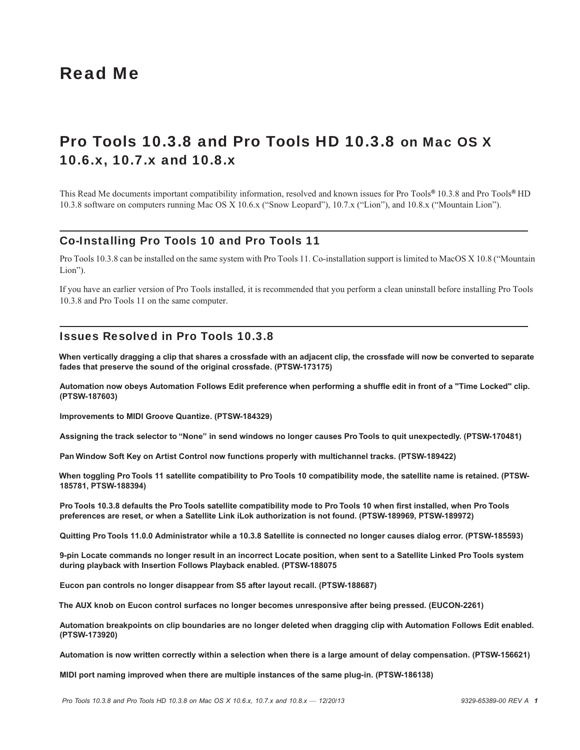# Read Me

## Pro Tools 10.3.8 and Pro Tools HD 10.3.8 on Mac OS X 10.6.x, 10.7.x and 10.8.x

This Read Me documents important compatibility information, resolved and known issues for Pro Tools® 10.3.8 and Pro Tools® HD 10.3.8 software on computers running Mac OS X 10.6.x (“Snow Leopard”), 10.7.x (“Lion”), and 10.8.x (“Mountain Lion”).

### Co-Installing Pro Tools 10 and Pro Tools 11

Pro Tools 10.3.8 can be installed on the same system with Pro Tools 11. Co-installation support is limited to MacOS X 10.8 (“Mountain Lion”).

If you have an earlier version of Pro Tools installed, it is recommended that you perform a clean uninstall before installing Pro Tools 10.3.8 and Pro Tools 11 on the same computer.

### Issues Resolved in Pro Tools 10.3.8

**When vertically dragging a clip that shares a crossfade with an adjacent clip, the crossfade will now be converted to separate fades that preserve the sound of the original crossfade. (PTSW-173175)**

**Automation now obeys Automation Follows Edit preference when performing a shuffle edit in front of a "Time Locked" clip. (PTSW-187603)**

**Improvements to MIDI Groove Quantize. (PTSW-184329)**

**Assigning the track selector to “None” in send windows no longer causes Pro Tools to quit unexpectedly. (PTSW-170481)**

**Pan Window Soft Key on Artist Control now functions properly with multichannel tracks. (PTSW-189422)**

**When toggling Pro Tools 11 satellite compatibility to Pro Tools 10 compatibility mode, the satellite name is retained. (PTSW-185781, PTSW-188394)**

**Pro Tools 10.3.8 defaults the Pro Tools satellite compatibility mode to Pro Tools 10 when first installed, when Pro Tools preferences are reset, or when a Satellite Link iLok authorization is not found. (PTSW-189969, PTSW-189972)**

**Quitting Pro Tools 11.0.0 Administrator while a 10.3.8 Satellite is connected no longer causes dialog error. (PTSW-185593)**

**9-pin Locate commands no longer result in an incorrect Locate position, when sent to a Satellite Linked Pro Tools system during playback with Insertion Follows Playback enabled. (PTSW-188075**

**Eucon pan controls no longer disappear from S5 after layout recall. (PTSW-188687)**

**The AUX knob on Eucon control surfaces no longer becomes unresponsive after being pressed. (EUCON-2261)**

**Automation breakpoints on clip boundaries are no longer deleted when dragging clip with Automation Follows Edit enabled. (PTSW-173920)**

**Automation is now written correctly within a selection when there is a large amount of delay compensation. (PTSW-156621)**

**MIDI port naming improved when there are multiple instances of the same plug-in. (PTSW-186138)**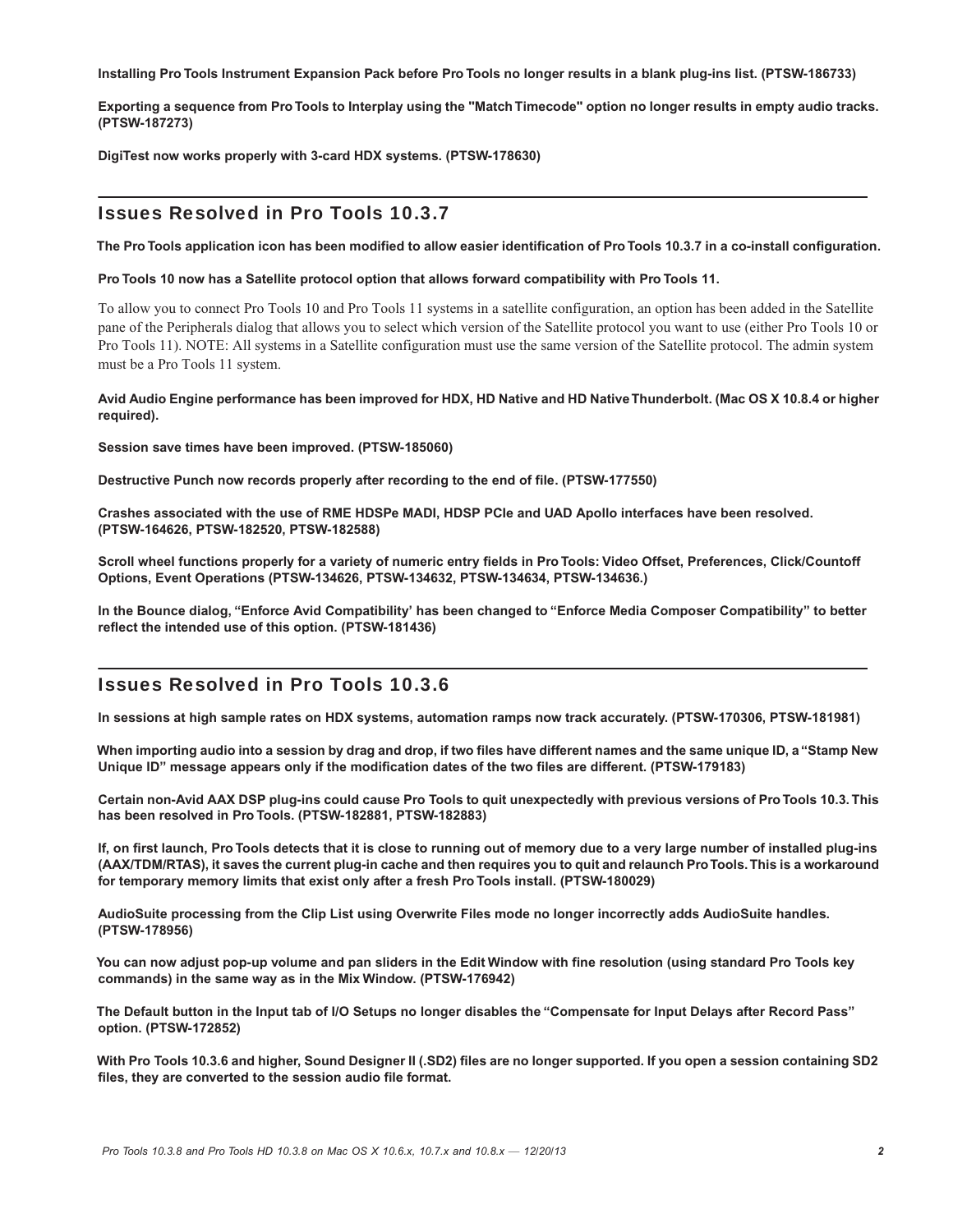**Installing Pro Tools Instrument Expansion Pack before Pro Tools no longer results in a blank plug-ins list. (PTSW-186733)**

**Exporting a sequence from Pro Tools to Interplay using the "Match Timecode" option no longer results in empty audio tracks. (PTSW-187273)**

**DigiTest now works properly with 3-card HDX systems. (PTSW-178630)**

## Issues Resolved in Pro Tools 10.3.7

**The Pro Tools application icon has been modified to allow easier identification of Pro Tools 10.3.7 in a co-install configuration.**

**Pro Tools 10 now has a Satellite protocol option that allows forward compatibility with Pro Tools 11.**

To allow you to connect Pro Tools 10 and Pro Tools 11 systems in a satellite configuration, an option has been added in the Satellite pane of the Peripherals dialog that allows you to select which version of the Satellite protocol you want to use (either Pro Tools 10 or Pro Tools 11). NOTE: All systems in a Satellite configuration must use the same version of the Satellite protocol. The admin system must be a Pro Tools 11 system.

**Avid Audio Engine performance has been improved for HDX, HD Native and HD Native Thunderbolt. (Mac OS X 10.8.4 or higher required).**

**Session save times have been improved. (PTSW-185060)**

**Destructive Punch now records properly after recording to the end of file. (PTSW-177550)**

**Crashes associated with the use of RME HDSPe MADI, HDSP PCIe and UAD Apollo interfaces have been resolved. (PTSW-164626, PTSW-182520, PTSW-182588)**

**Scroll wheel functions properly for a variety of numeric entry fields in Pro Tools: Video Offset, Preferences, Click/Countoff Options, Event Operations (PTSW-134626, PTSW-134632, PTSW-134634, PTSW-134636.)**

**In the Bounce dialog, "Enforce Avid Compatibility' has been changed to "Enforce Media Composer Compatibility" to better reflect the intended use of this option. (PTSW-181436)**

## Issues Resolved in Pro Tools 10.3.6

**In sessions at high sample rates on HDX systems, automation ramps now track accurately. (PTSW-170306, PTSW-181981)**

**When importing audio into a session by drag and drop, if two files have different names and the same unique ID, a "Stamp New Unique ID" message appears only if the modification dates of the two files are different. (PTSW-179183)**

**Certain non-Avid AAX DSP plug-ins could cause Pro Tools to quit unexpectedly with previous versions of Pro Tools 10.3. This has been resolved in Pro Tools. (PTSW-182881, PTSW-182883)**

**If, on first launch, Pro Tools detects that it is close to running out of memory due to a very large number of installed plug-ins (AAX/TDM/RTAS), it saves the current plug-in cache and then requires you to quit and relaunch Pro Tools. This is a workaround for temporary memory limits that exist only after a fresh Pro Tools install. (PTSW-180029)**

**AudioSuite processing from the Clip List using Overwrite Files mode no longer incorrectly adds AudioSuite handles. (PTSW-178956)**

**You can now adjust pop-up volume and pan sliders in the Edit Window with fine resolution (using standard Pro Tools key commands) in the same way as in the Mix Window. (PTSW-176942)**

**The Default button in the Input tab of I/O Setups no longer disables the "Compensate for Input Delays after Record Pass" option. (PTSW-172852)**

**With Pro Tools 10.3.6 and higher, Sound Designer II (.SD2) files are no longer supported. If you open a session containing SD2 files, they are converted to the session audio file format.**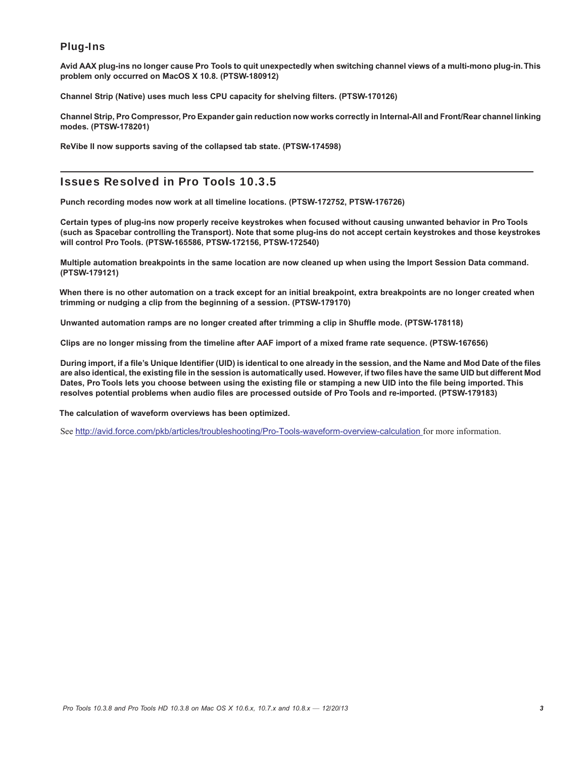### Plug-Ins

**Avid AAX plug-ins no longer cause Pro Tools to quit unexpectedly when switching channel views of a multi-mono plug-in. This problem only occurred on MacOS X 10.8. (PTSW-180912)**

**Channel Strip (Native) uses much less CPU capacity for shelving filters. (PTSW-170126)**

**Channel Strip, Pro Compressor, Pro Expander gain reduction now works correctly in Internal-All and Front/Rear channel linking modes. (PTSW-178201)**

**ReVibe II now supports saving of the collapsed tab state. (PTSW-174598)**

## Issues Resolved in Pro Tools 10.3.5

**Punch recording modes now work at all timeline locations. (PTSW-172752, PTSW-176726)**

**Certain types of plug-ins now properly receive keystrokes when focused without causing unwanted behavior in Pro Tools (such as Spacebar controlling the Transport). Note that some plug-ins do not accept certain keystrokes and those keystrokes will control Pro Tools. (PTSW-165586, PTSW-172156, PTSW-172540)**

**Multiple automation breakpoints in the same location are now cleaned up when using the Import Session Data command. (PTSW-179121)**

**When there is no other automation on a track except for an initial breakpoint, extra breakpoints are no longer created when trimming or nudging a clip from the beginning of a session. (PTSW-179170)**

**Unwanted automation ramps are no longer created after trimming a clip in Shuffle mode. (PTSW-178118)**

**Clips are no longer missing from the timeline after AAF import of a mixed frame rate sequence. (PTSW-167656)**

**During import, if a file's Unique Identifier (UID) is identical to one already in the session, and the Name and Mod Date of the files are also identical, the existing file in the session is automatically used. However, if two files have the same UID but different Mod Dates, Pro Tools lets you choose between using the existing file or stamping a new UID into the file being imported. This resolves potential problems when audio files are processed outside of Pro Tools and re-imported. (PTSW-179183)**

**The calculation of waveform overviews has been optimized.**

See http://avid.force.com/pkb/articles/troubleshooting/Pro-Tools-waveform-overview-calculation for more information.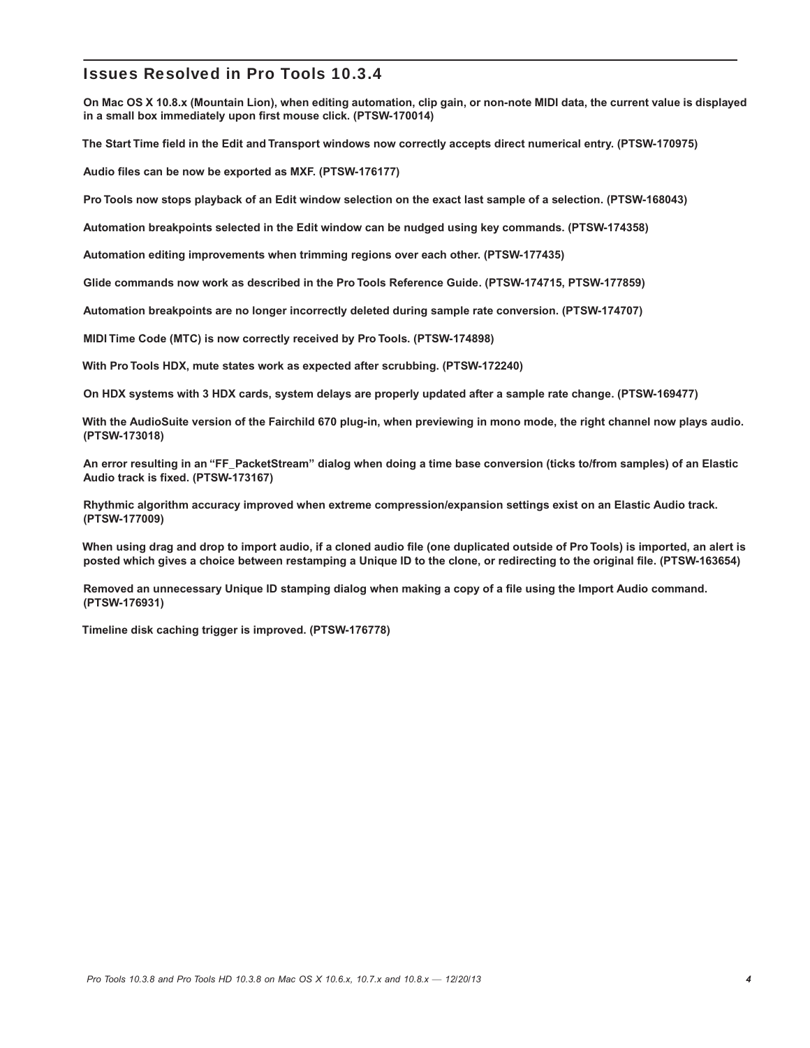## Issues Resolved in Pro Tools 10.3.4

**On Mac OS X 10.8.x (Mountain Lion), when editing automation, clip gain, or non-note MIDI data, the current value is displayed in a small box immediately upon first mouse click. (PTSW-170014)**

**The Start Time field in the Edit and Transport windows now correctly accepts direct numerical entry. (PTSW-170975)**

**Audio files can be now be exported as MXF. (PTSW-176177)**

**Pro Tools now stops playback of an Edit window selection on the exact last sample of a selection. (PTSW-168043)**

**Automation breakpoints selected in the Edit window can be nudged using key commands. (PTSW-174358)**

**Automation editing improvements when trimming regions over each other. (PTSW-177435)**

**Glide commands now work as described in the Pro Tools Reference Guide. (PTSW-174715, PTSW-177859)**

**Automation breakpoints are no longer incorrectly deleted during sample rate conversion. (PTSW-174707)**

**MIDI Time Code (MTC) is now correctly received by Pro Tools. (PTSW-174898)**

**With Pro Tools HDX, mute states work as expected after scrubbing. (PTSW-172240)**

**On HDX systems with 3 HDX cards, system delays are properly updated after a sample rate change. (PTSW-169477)**

**With the AudioSuite version of the Fairchild 670 plug-in, when previewing in mono mode, the right channel now plays audio. (PTSW-173018)**

**An error resulting in an “FF_PacketStream” dialog when doing a time base conversion (ticks to/from samples) of an Elastic Audio track is fixed. (PTSW-173167)**

**Rhythmic algorithm accuracy improved when extreme compression/expansion settings exist on an Elastic Audio track. (PTSW-177009)**

**When using drag and drop to import audio, if a cloned audio file (one duplicated outside of Pro Tools) is imported, an alert is posted which gives a choice between restamping a Unique ID to the clone, or redirecting to the original file. (PTSW-163654)**

**Removed an unnecessary Unique ID stamping dialog when making a copy of a file using the Import Audio command. (PTSW-176931)**

**Timeline disk caching trigger is improved. (PTSW-176778)**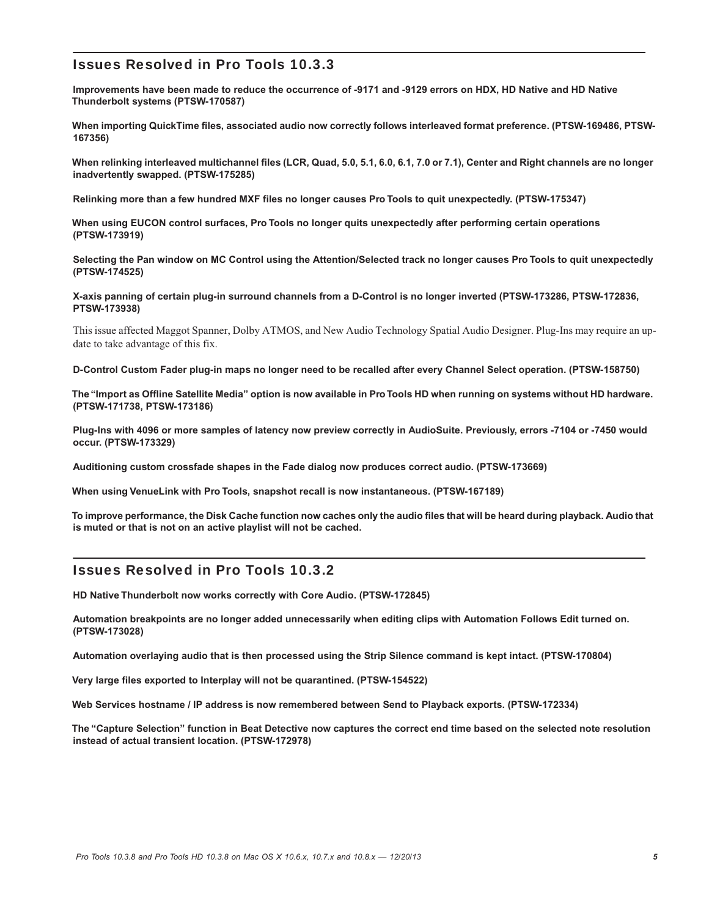## Issues Resolved in Pro Tools 10.3.3

**Improvements have been made to reduce the occurrence of -9171 and -9129 errors on HDX, HD Native and HD Native Thunderbolt systems (PTSW-170587)**

**When importing QuickTime files, associated audio now correctly follows interleaved format preference. (PTSW-169486, PTSW-167356)**

**When relinking interleaved multichannel files (LCR, Quad, 5.0, 5.1, 6.0, 6.1, 7.0 or 7.1), Center and Right channels are no longer inadvertently swapped. (PTSW-175285)**

**Relinking more than a few hundred MXF files no longer causes Pro Tools to quit unexpectedly. (PTSW-175347)**

**When using EUCON control surfaces, Pro Tools no longer quits unexpectedly after performing certain operations (PTSW-173919)**

**Selecting the Pan window on MC Control using the Attention/Selected track no longer causes Pro Tools to quit unexpectedly (PTSW-174525)**

**X-axis panning of certain plug-in surround channels from a D-Control is no longer inverted (PTSW-173286, PTSW-172836, PTSW-173938)**

This issue affected Maggot Spanner, Dolby ATMOS, and New Audio Technology Spatial Audio Designer. Plug-Ins may require an update to take advantage of this fix.

**D-Control Custom Fader plug-in maps no longer need to be recalled after every Channel Select operation. (PTSW-158750)**

**The "Import as Offline Satellite Media" option is now available in Pro Tools HD when running on systems without HD hardware. (PTSW-171738, PTSW-173186)**

**Plug-Ins with 4096 or more samples of latency now preview correctly in AudioSuite. Previously, errors -7104 or -7450 would occur. (PTSW-173329)**

**Auditioning custom crossfade shapes in the Fade dialog now produces correct audio. (PTSW-173669)**

**When using VenueLink with Pro Tools, snapshot recall is now instantaneous. (PTSW-167189)**

**To improve performance, the Disk Cache function now caches only the audio files that will be heard during playback. Audio that is muted or that is not on an active playlist will not be cached.**

## Issues Resolved in Pro Tools 10.3.2

**HD Native Thunderbolt now works correctly with Core Audio. (PTSW-172845)**

**Automation breakpoints are no longer added unnecessarily when editing clips with Automation Follows Edit turned on. (PTSW-173028)**

**Automation overlaying audio that is then processed using the Strip Silence command is kept intact. (PTSW-170804)**

**Very large files exported to Interplay will not be quarantined. (PTSW-154522)**

**Web Services hostname / IP address is now remembered between Send to Playback exports. (PTSW-172334)**

**The "Capture Selection" function in Beat Detective now captures the correct end time based on the selected note resolution instead of actual transient location. (PTSW-172978)**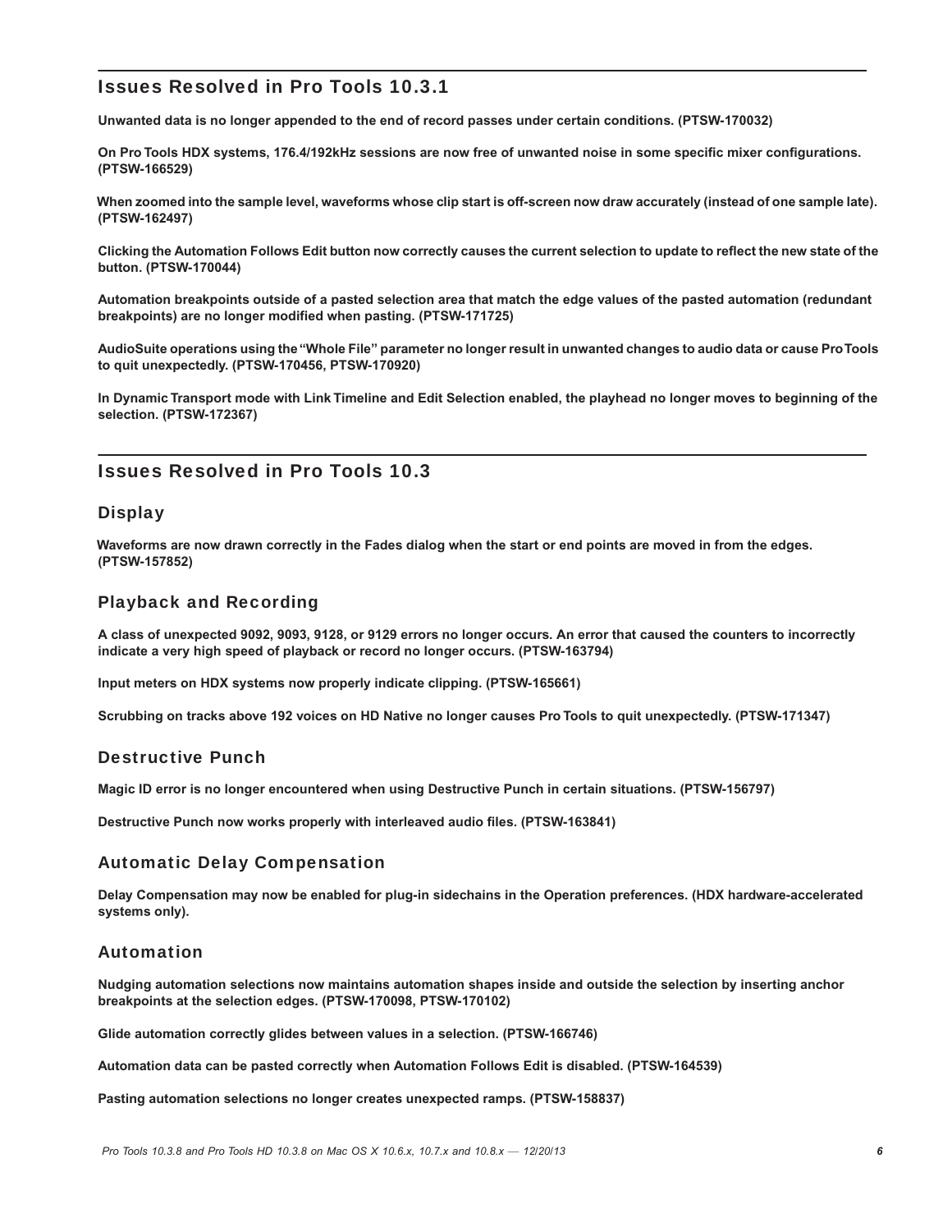## Issues Resolved in Pro Tools 10.3.1

**Unwanted data is no longer appended to the end of record passes under certain conditions. (PTSW-170032)**

**On Pro Tools HDX systems, 176.4/192kHz sessions are now free of unwanted noise in some specific mixer configurations. (PTSW-166529)**

**When zoomed into the sample level, waveforms whose clip start is off-screen now draw accurately (instead of one sample late). (PTSW-162497)**

**Clicking the Automation Follows Edit button now correctly causes the current selection to update to reflect the new state of the button. (PTSW-170044)**

**Automation breakpoints outside of a pasted selection area that match the edge values of the pasted automation (redundant breakpoints) are no longer modified when pasting. (PTSW-171725)**

**AudioSuite operations using the "Whole File" parameter no longer result in unwanted changes to audio data or cause Pro Tools to quit unexpectedly. (PTSW-170456, PTSW-170920)**

**In Dynamic Transport mode with Link Timeline and Edit Selection enabled, the playhead no longer moves to beginning of the selection. (PTSW-172367)**

## Issues Resolved in Pro Tools 10.3

### Display

**Waveforms are now drawn correctly in the Fades dialog when the start or end points are moved in from the edges. (PTSW-157852)**

### Playback and Recording

**A class of unexpected 9092, 9093, 9128, or 9129 errors no longer occurs. An error that caused the counters to incorrectly indicate a very high speed of playback or record no longer occurs. (PTSW-163794)**

**Input meters on HDX systems now properly indicate clipping. (PTSW-165661)**

**Scrubbing on tracks above 192 voices on HD Native no longer causes Pro Tools to quit unexpectedly. (PTSW-171347)**

### Destructive Punch

**Magic ID error is no longer encountered when using Destructive Punch in certain situations. (PTSW-156797)**

**Destructive Punch now works properly with interleaved audio files. (PTSW-163841)**

### Automatic Delay Compensation

**Delay Compensation may now be enabled for plug-in sidechains in the Operation preferences. (HDX hardware-accelerated systems only).**

### Automation

**Nudging automation selections now maintains automation shapes inside and outside the selection by inserting anchor breakpoints at the selection edges. (PTSW-170098, PTSW-170102)**

**Glide automation correctly glides between values in a selection. (PTSW-166746)**

**Automation data can be pasted correctly when Automation Follows Edit is disabled. (PTSW-164539)**

**Pasting automation selections no longer creates unexpected ramps. (PTSW-158837)**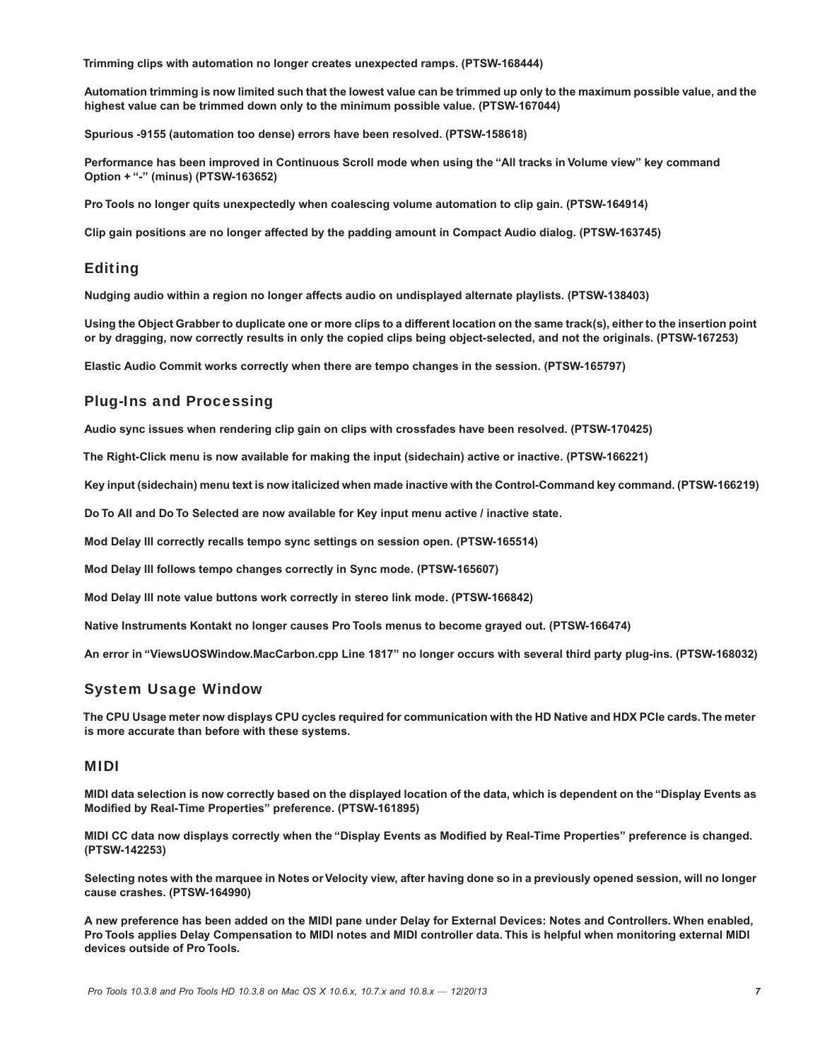**Trimming clips with automation no longer creates unexpected ramps. (PTSW-168444)**

**Automation trimming is now limited such that the lowest value can be trimmed up only to the maximum possible value, and the highest value can be trimmed down only to the minimum possible value. (PTSW-167044)**

**Spurious -9155 (automation too dense) errors have been resolved. (PTSW-158618)**

**Performance has been improved in Continuous Scroll mode when using the "All tracks in Volume view" key command Option + "-" (minus) (PTSW-163652)**

**Pro Tools no longer quits unexpectedly when coalescing volume automation to clip gain. (PTSW-164914)**

**Clip gain positions are no longer affected by the padding amount in Compact Audio dialog. (PTSW-163745)**

## Editing

**Nudging audio within a region no longer affects audio on undisplayed alternate playlists. (PTSW-138403)**

**Using the Object Grabber to duplicate one or more clips to a different location on the same track(s), either to the insertion point or by dragging, now correctly results in only the copied clips being object-selected, and not the originals. (PTSW-167253)**

**Elastic Audio Commit works correctly when there are tempo changes in the session. (PTSW-165797)**

## Plug-Ins and Processing

**Audio sync issues when rendering clip gain on clips with crossfades have been resolved. (PTSW-170425)**

**The Right-Click menu is now available for making the input (sidechain) active or inactive. (PTSW-166221)**

**Key input (sidechain) menu text is now italicized when made inactive with the Control-Command key command. (PTSW-166219)**

**Do To All and Do To Selected are now available for Key input menu active / inactive state.**

**Mod Delay III correctly recalls tempo sync settings on session open. (PTSW-165514)**

**Mod Delay III follows tempo changes correctly in Sync mode. (PTSW-165607)**

**Mod Delay III note value buttons work correctly in stereo link mode. (PTSW-166842)**

**Native Instruments Kontakt no longer causes Pro Tools menus to become grayed out. (PTSW-166474)**

**An error in "ViewsUOSWindow.MacCarbon.cpp Line 1817" no longer occurs with several third party plug-ins. (PTSW-168032)**

## System Usage Window

**The CPU Usage meter now displays CPU cycles required for communication with the HD Native and HDX PCIe cards. The meter is more accurate than before with these systems.**

## MIDI

**MIDI data selection is now correctly based on the displayed location of the data, which is dependent on the "Display Events as Modified by Real-Time Properties" preference. (PTSW-161895)**

**MIDI CC data now displays correctly when the "Display Events as Modified by Real-Time Properties" preference is changed. (PTSW-142253)**

**Selecting notes with the marquee in Notes or Velocity view, after having done so in a previously opened session, will no longer cause crashes. (PTSW-164990)**

**A new preference has been added on the MIDI pane under Delay for External Devices: Notes and Controllers. When enabled, Pro Tools applies Delay Compensation to MIDI notes and MIDI controller data. This is helpful when monitoring external MIDI devices outside of Pro Tools.**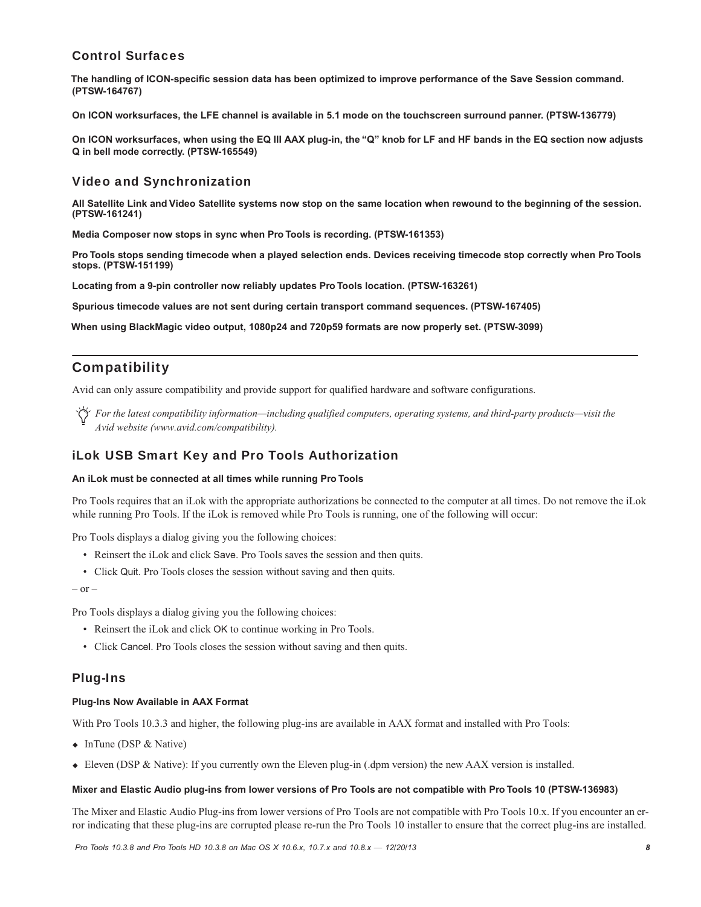### Control Surfaces

**The handling of ICON-specific session data has been optimized to improve performance of the Save Session command. (PTSW-164767)**

**On ICON worksurfaces, the LFE channel is available in 5.1 mode on the touchscreen surround panner. (PTSW-136779)**

**On ICON worksurfaces, when using the EQ III AAX plug-in, the "Q" knob for LF and HF bands in the EQ section now adjusts Q in bell mode correctly. (PTSW-165549)**

### Video and Synchronization

**All Satellite Link and Video Satellite systems now stop on the same location when rewound to the beginning of the session. (PTSW-161241)**

**Media Composer now stops in sync when Pro Tools is recording. (PTSW-161353)**

**Pro Tools stops sending timecode when a played selection ends. Devices receiving timecode stop correctly when Pro Tools stops. (PTSW-151199)**

**Locating from a 9-pin controller now reliably updates Pro Tools location. (PTSW-163261)**

**Spurious timecode values are not sent during certain transport command sequences. (PTSW-167405)**

**When using BlackMagic video output, 1080p24 and 720p59 formats are now properly set. (PTSW-3099)**

## Compatibility

Avid can only assure compatibility and provide support for qualified hardware and software configurations.

*For the latest compatibility information—including qualified computers, operating systems, and third-party products—visit the Avid website (www.avid.com/compatibility).*

### iLok USB Smart Key and Pro Tools Authorization

**An iLok must be connected at all times while running Pro Tools**

Pro Tools requires that an iLok with the appropriate authorizations be connected to the computer at all times. Do not remove the iLok while running Pro Tools. If the iLok is removed while Pro Tools is running, one of the following will occur:

Pro Tools displays a dialog giving you the following choices:

- Reinsert the iLok and click Save. Pro Tools saves the session and then quits.
- Click Quit. Pro Tools closes the session without saving and then quits.

– or –

Pro Tools displays a dialog giving you the following choices:

- Reinsert the iLok and click OK to continue working in Pro Tools.
- Click Cancel. Pro Tools closes the session without saving and then quits.

### Plug-Ins

**Plug-Ins Now Available in AAX Format**

With Pro Tools 10.3.3 and higher, the following plug-ins are available in AAX format and installed with Pro Tools:

- InTune (DSP & Native)
- Eleven (DSP & Native): If you currently own the Eleven plug-in (.dpm version) the new AAX version is installed.

**Mixer and Elastic Audio plug-ins from lower versions of Pro Tools are not compatible with Pro Tools 10 (PTSW-136983)**

The Mixer and Elastic Audio Plug-ins from lower versions of Pro Tools are not compatible with Pro Tools 10.x. If you encounter an error indicating that these plug-ins are corrupted please re-run the Pro Tools 10 installer to ensure that the correct plug-ins are installed.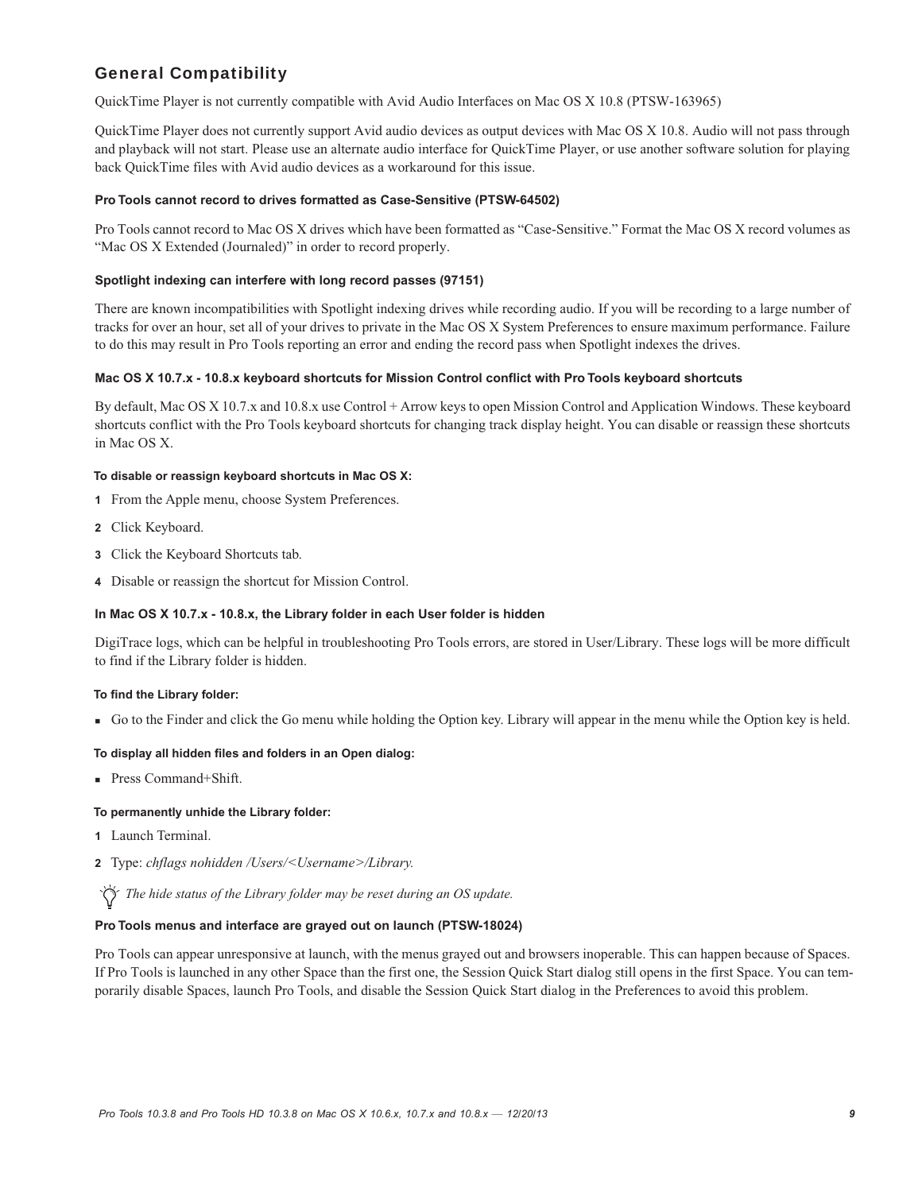## General Compatibility

QuickTime Player is not currently compatible with Avid Audio Interfaces on Mac OS X 10.8 (PTSW-163965)

QuickTime Player does not currently support Avid audio devices as output devices with Mac OS X 10.8. Audio will not pass through and playback will not start. Please use an alternate audio interface for QuickTime Player, or use another software solution for playing back QuickTime files with Avid audio devices as a workaround for this issue.

#### Pro Tools cannot record to drives formatted as Case-Sensitive (PTSW-64502)

Pro Tools cannot record to Mac OS X drives which have been formatted as "Case-Sensitive." Format the Mac OS X record volumes as "Mac OS X Extended (Journaled)" in order to record properly.

#### Spotlight indexing can interfere with long record passes (97151)

There are known incompatibilities with Spotlight indexing drives while recording audio. If you will be recording to a large number of tracks for over an hour, set all of your drives to private in the Mac OS X System Preferences to ensure maximum performance. Failure to do this may result in Pro Tools reporting an error and ending the record pass when Spotlight indexes the drives.

#### Mac OS X 10.7.x - 10.8.x keyboard shortcuts for Mission Control conflict with Pro Tools keyboard shortcuts

By default, Mac OS X 10.7.x and 10.8.x use Control + Arrow keys to open Mission Control and Application Windows. These keyboard shortcuts conflict with the Pro Tools keyboard shortcuts for changing track display height. You can disable or reassign these shortcuts in Mac OS X.

**To disable or reassign keyboard shortcuts in Mac OS X:**

1. From the Apple menu, choose System Preferences.
2. Click Keyboard.
3. Click the Keyboard Shortcuts tab.
4. Disable or reassign the shortcut for Mission Control.

#### In Mac OS X 10.7.x - 10.8.x, the Library folder in each User folder is hidden

DigiTrace logs, which can be helpful in troubleshooting Pro Tools errors, are stored in User/Library. These logs will be more difficult to find if the Library folder is hidden.

**To find the Library folder:**

- Go to the Finder and click the Go menu while holding the Option key. Library will appear in the menu while the Option key is held.

**To display all hidden files and folders in an Open dialog:**

- Press Command+Shift.

**To permanently unhide the Library folder:**

1. Launch Terminal.
2. Type: *chflags nohidden /Users/<Username>/Library.*

*The hide status of the Library folder may be reset during an OS update.*

#### Pro Tools menus and interface are grayed out on launch (PTSW-18024)

Pro Tools can appear unresponsive at launch, with the menus grayed out and browsers inoperable. This can happen because of Spaces. If Pro Tools is launched in any other Space than the first one, the Session Quick Start dialog still opens in the first Space. You can temporarily disable Spaces, launch Pro Tools, and disable the Session Quick Start dialog in the Preferences to avoid this problem.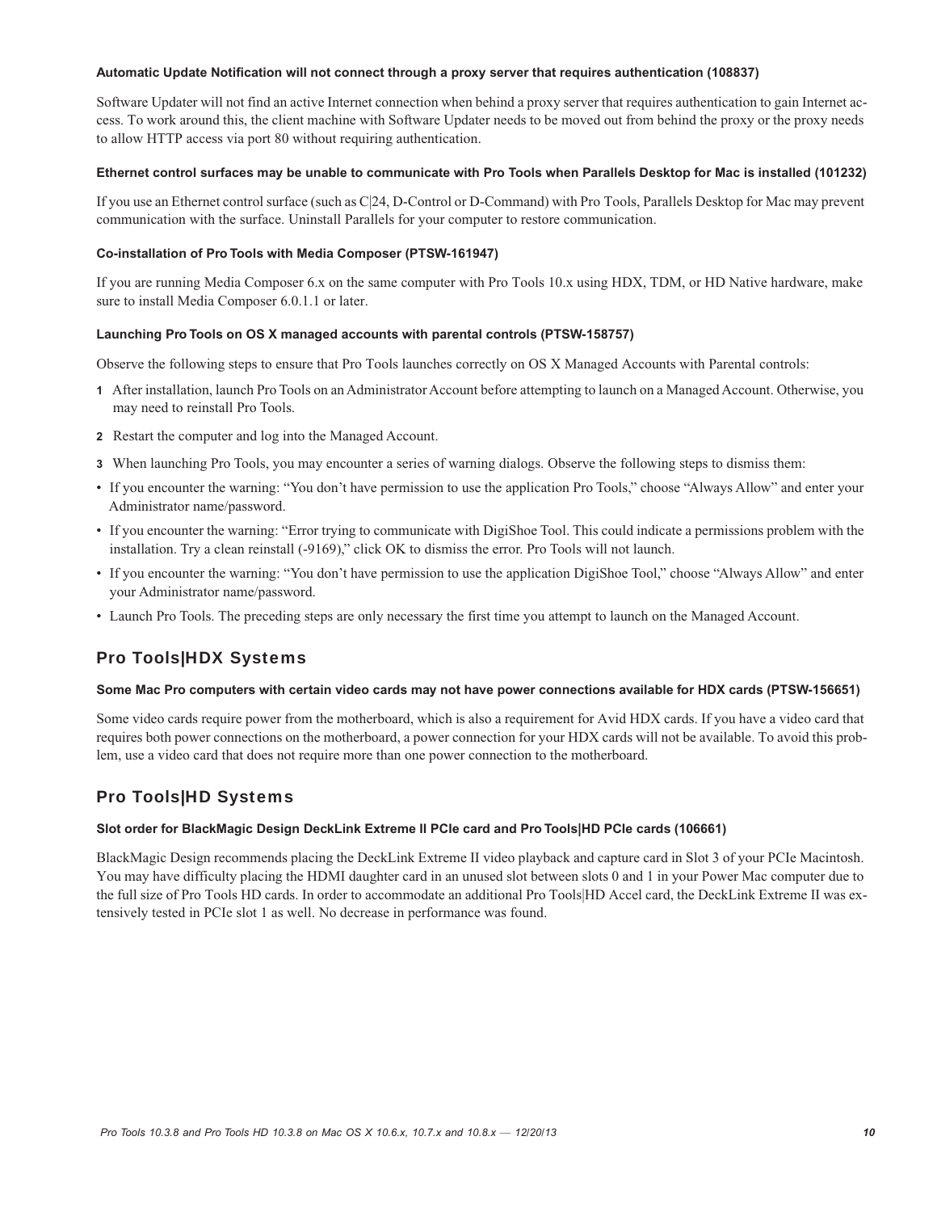#### Automatic Update Notification will not connect through a proxy server that requires authentication (108837)

Software Updater will not find an active Internet connection when behind a proxy server that requires authentication to gain Internet access. To work around this, the client machine with Software Updater needs to be moved out from behind the proxy or the proxy needs to allow HTTP access via port 80 without requiring authentication.

#### Ethernet control surfaces may be unable to communicate with Pro Tools when Parallels Desktop for Mac is installed (101232)

If you use an Ethernet control surface (such as C|24, D-Control or D-Command) with Pro Tools, Parallels Desktop for Mac may prevent communication with the surface. Uninstall Parallels for your computer to restore communication.

#### Co-installation of Pro Tools with Media Composer (PTSW-161947)

If you are running Media Composer 6.x on the same computer with Pro Tools 10.x using HDX, TDM, or HD Native hardware, make sure to install Media Composer 6.0.1.1 or later.

#### Launching Pro Tools on OS X managed accounts with parental controls (PTSW-158757)

Observe the following steps to ensure that Pro Tools launches correctly on OS X Managed Accounts with Parental controls:

1. After installation, launch Pro Tools on an Administrator Account before attempting to launch on a Managed Account. Otherwise, you may need to reinstall Pro Tools.
2. Restart the computer and log into the Managed Account.
3. When launching Pro Tools, you may encounter a series of warning dialogs. Observe the following steps to dismiss them:

- If you encounter the warning: “You don’t have permission to use the application Pro Tools,” choose “Always Allow” and enter your Administrator name/password.
- If you encounter the warning: “Error trying to communicate with DigiShoe Tool. This could indicate a permissions problem with the installation. Try a clean reinstall (-9169),” click OK to dismiss the error. Pro Tools will not launch.
- If you encounter the warning: “You don’t have permission to use the application DigiShoe Tool,” choose “Always Allow” and enter your Administrator name/password.
- Launch Pro Tools. The preceding steps are only necessary the first time you attempt to launch on the Managed Account.

## Pro Tools|HDX Systems

#### Some Mac Pro computers with certain video cards may not have power connections available for HDX cards (PTSW-156651)

Some video cards require power from the motherboard, which is also a requirement for Avid HDX cards. If you have a video card that requires both power connections on the motherboard, a power connection for your HDX cards will not be available. To avoid this problem, use a video card that does not require more than one power connection to the motherboard.

## Pro Tools|HD Systems

#### Slot order for BlackMagic Design DeckLink Extreme II PCIe card and Pro Tools|HD PCIe cards (106661)

BlackMagic Design recommends placing the DeckLink Extreme II video playback and capture card in Slot 3 of your PCIe Macintosh. You may have difficulty placing the HDMI daughter card in an unused slot between slots 0 and 1 in your Power Mac computer due to the full size of Pro Tools HD cards. In order to accommodate an additional Pro Tools|HD Accel card, the DeckLink Extreme II was extensively tested in PCIe slot 1 as well. No decrease in performance was found.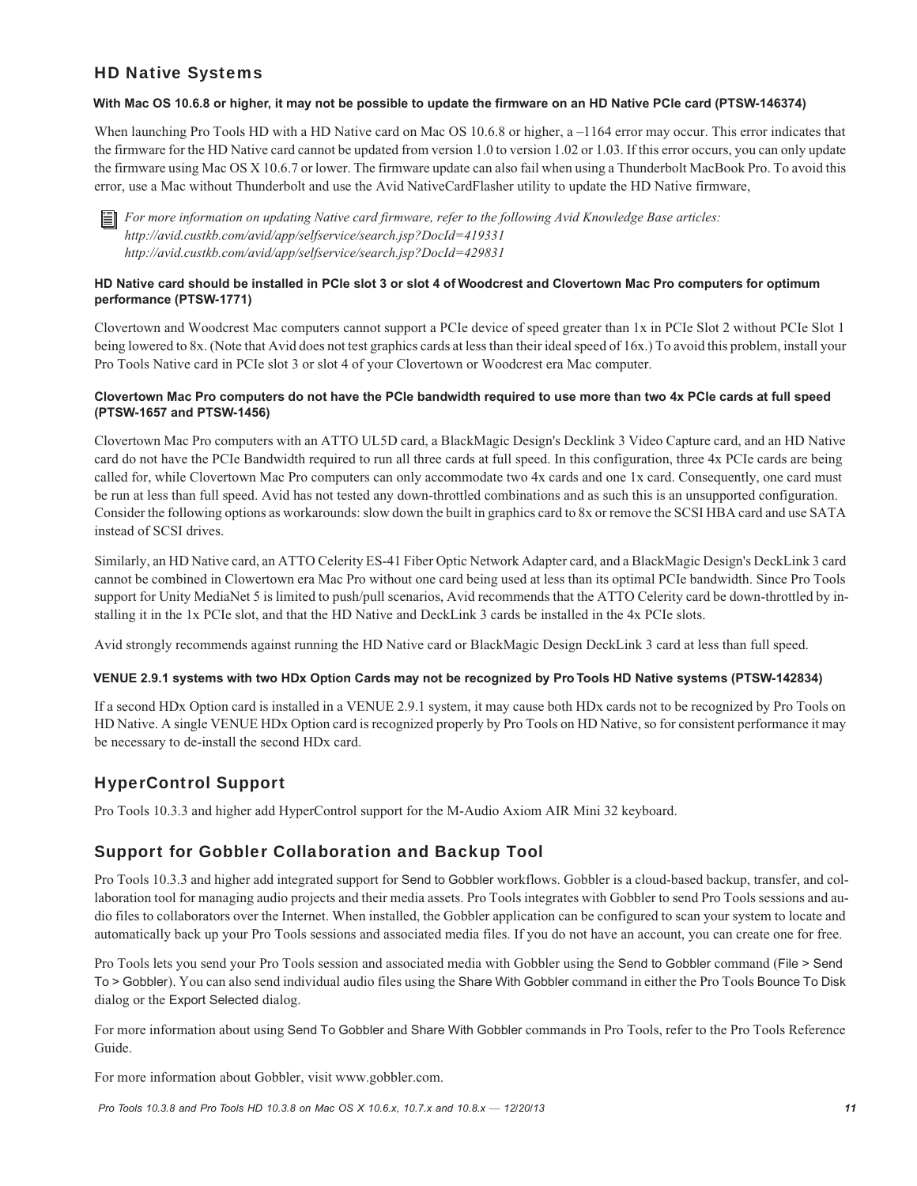## HD Native Systems

**With Mac OS 10.6.8 or higher, it may not be possible to update the firmware on an HD Native PCIe card (PTSW-146374)**

When launching Pro Tools HD with a HD Native card on Mac OS 10.6.8 or higher, a –1164 error may occur. This error indicates that the firmware for the HD Native card cannot be updated from version 1.0 to version 1.02 or 1.03. If this error occurs, you can only update the firmware using Mac OS X 10.6.7 or lower. The firmware update can also fail when using a Thunderbolt MacBook Pro. To avoid this error, use a Mac without Thunderbolt and use the Avid NativeCardFlasher utility to update the HD Native firmware,

*For more information on updating Native card firmware, refer to the following Avid Knowledge Base articles:*
*http://avid.custkb.com/avid/app/selfservice/search.jsp?DocId=419331*
*http://avid.custkb.com/avid/app/selfservice/search.jsp?DocId=429831*

**HD Native card should be installed in PCIe slot 3 or slot 4 of Woodcrest and Clovertown Mac Pro computers for optimum performance (PTSW-1771)**

Clovertown and Woodcrest Mac computers cannot support a PCIe device of speed greater than 1x in PCIe Slot 2 without PCIe Slot 1 being lowered to 8x. (Note that Avid does not test graphics cards at less than their ideal speed of 16x.) To avoid this problem, install your Pro Tools Native card in PCIe slot 3 or slot 4 of your Clovertown or Woodcrest era Mac computer.

**Clovertown Mac Pro computers do not have the PCIe bandwidth required to use more than two 4x PCIe cards at full speed (PTSW-1657 and PTSW-1456)**

Clovertown Mac Pro computers with an ATTO UL5D card, a BlackMagic Design's Decklink 3 Video Capture card, and an HD Native card do not have the PCIe Bandwidth required to run all three cards at full speed. In this configuration, three 4x PCIe cards are being called for, while Clovertown Mac Pro computers can only accommodate two 4x cards and one 1x card. Consequently, one card must be run at less than full speed. Avid has not tested any down-throttled combinations and as such this is an unsupported configuration. Consider the following options as workarounds: slow down the built in graphics card to 8x or remove the SCSI HBA card and use SATA instead of SCSI drives.

Similarly, an HD Native card, an ATTO Celerity ES-41 Fiber Optic Network Adapter card, and a BlackMagic Design's DeckLink 3 card cannot be combined in Clowertown era Mac Pro without one card being used at less than its optimal PCIe bandwidth. Since Pro Tools support for Unity MediaNet 5 is limited to push/pull scenarios, Avid recommends that the ATTO Celerity card be down-throttled by installing it in the 1x PCIe slot, and that the HD Native and DeckLink 3 cards be installed in the 4x PCIe slots.

Avid strongly recommends against running the HD Native card or BlackMagic Design DeckLink 3 card at less than full speed.

**VENUE 2.9.1 systems with two HDx Option Cards may not be recognized by Pro Tools HD Native systems (PTSW-142834)**

If a second HDx Option card is installed in a VENUE 2.9.1 system, it may cause both HDx cards not to be recognized by Pro Tools on HD Native. A single VENUE HDx Option card is recognized properly by Pro Tools on HD Native, so for consistent performance it may be necessary to de-install the second HDx card.

## HyperControl Support

Pro Tools 10.3.3 and higher add HyperControl support for the M-Audio Axiom AIR Mini 32 keyboard.

## Support for Gobbler Collaboration and Backup Tool

Pro Tools 10.3.3 and higher add integrated support for Send to Gobbler workflows. Gobbler is a cloud-based backup, transfer, and collaboration tool for managing audio projects and their media assets. Pro Tools integrates with Gobbler to send Pro Tools sessions and audio files to collaborators over the Internet. When installed, the Gobbler application can be configured to scan your system to locate and automatically back up your Pro Tools sessions and associated media files. If you do not have an account, you can create one for free.

Pro Tools lets you send your Pro Tools session and associated media with Gobbler using the Send to Gobbler command (File > Send To > Gobbler). You can also send individual audio files using the Share With Gobbler command in either the Pro Tools Bounce To Disk dialog or the Export Selected dialog.

For more information about using Send To Gobbler and Share With Gobbler commands in Pro Tools, refer to the Pro Tools Reference Guide.

For more information about Gobbler, visit www.gobbler.com.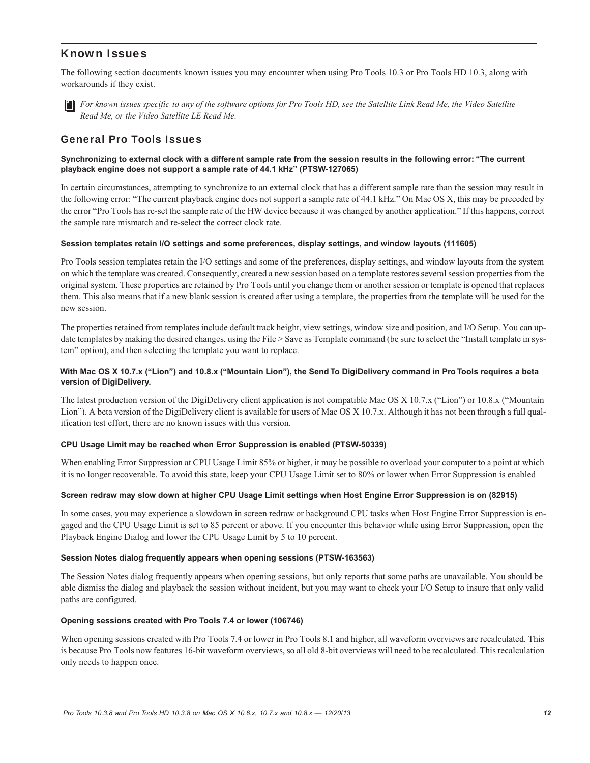## Known Issues

The following section documents known issues you may encounter when using Pro Tools 10.3 or Pro Tools HD 10.3, along with workarounds if they exist.

*For known issues specific to any of the software options for Pro Tools HD, see the Satellite Link Read Me, the Video Satellite Read Me, or the Video Satellite LE Read Me.*

### General Pro Tools Issues

#### Synchronizing to external clock with a different sample rate from the session results in the following error: "The current playback engine does not support a sample rate of 44.1 kHz" (PTSW-127065)

In certain circumstances, attempting to synchronize to an external clock that has a different sample rate than the session may result in the following error: "The current playback engine does not support a sample rate of 44.1 kHz." On Mac OS X, this may be preceded by the error "Pro Tools has re-set the sample rate of the HW device because it was changed by another application." If this happens, correct the sample rate mismatch and re-select the correct clock rate.

#### Session templates retain I/O settings and some preferences, display settings, and window layouts (111605)

Pro Tools session templates retain the I/O settings and some of the preferences, display settings, and window layouts from the system on which the template was created. Consequently, created a new session based on a template restores several session properties from the original system. These properties are retained by Pro Tools until you change them or another session or template is opened that replaces them. This also means that if a new blank session is created after using a template, the properties from the template will be used for the new session.

The properties retained from templates include default track height, view settings, window size and position, and I/O Setup. You can update templates by making the desired changes, using the File > Save as Template command (be sure to select the "Install template in system" option), and then selecting the template you want to replace.

#### With Mac OS X 10.7.x ("Lion") and 10.8.x ("Mountain Lion"), the Send To DigiDelivery command in Pro Tools requires a beta version of DigiDelivery.

The latest production version of the DigiDelivery client application is not compatible Mac OS X 10.7.x ("Lion") or 10.8.x ("Mountain Lion"). A beta version of the DigiDelivery client is available for users of Mac OS X 10.7.x. Although it has not been through a full qualification test effort, there are no known issues with this version.

#### CPU Usage Limit may be reached when Error Suppression is enabled (PTSW-50339)

When enabling Error Suppression at CPU Usage Limit 85% or higher, it may be possible to overload your computer to a point at which it is no longer recoverable. To avoid this state, keep your CPU Usage Limit set to 80% or lower when Error Suppression is enabled

#### Screen redraw may slow down at higher CPU Usage Limit settings when Host Engine Error Suppression is on (82915)

In some cases, you may experience a slowdown in screen redraw or background CPU tasks when Host Engine Error Suppression is engaged and the CPU Usage Limit is set to 85 percent or above. If you encounter this behavior while using Error Suppression, open the Playback Engine Dialog and lower the CPU Usage Limit by 5 to 10 percent.

#### Session Notes dialog frequently appears when opening sessions (PTSW-163563)

The Session Notes dialog frequently appears when opening sessions, but only reports that some paths are unavailable. You should be able dismiss the dialog and playback the session without incident, but you may want to check your I/O Setup to insure that only valid paths are configured.

#### Opening sessions created with Pro Tools 7.4 or lower (106746)

When opening sessions created with Pro Tools 7.4 or lower in Pro Tools 8.1 and higher, all waveform overviews are recalculated. This is because Pro Tools now features 16-bit waveform overviews, so all old 8-bit overviews will need to be recalculated. This recalculation only needs to happen once.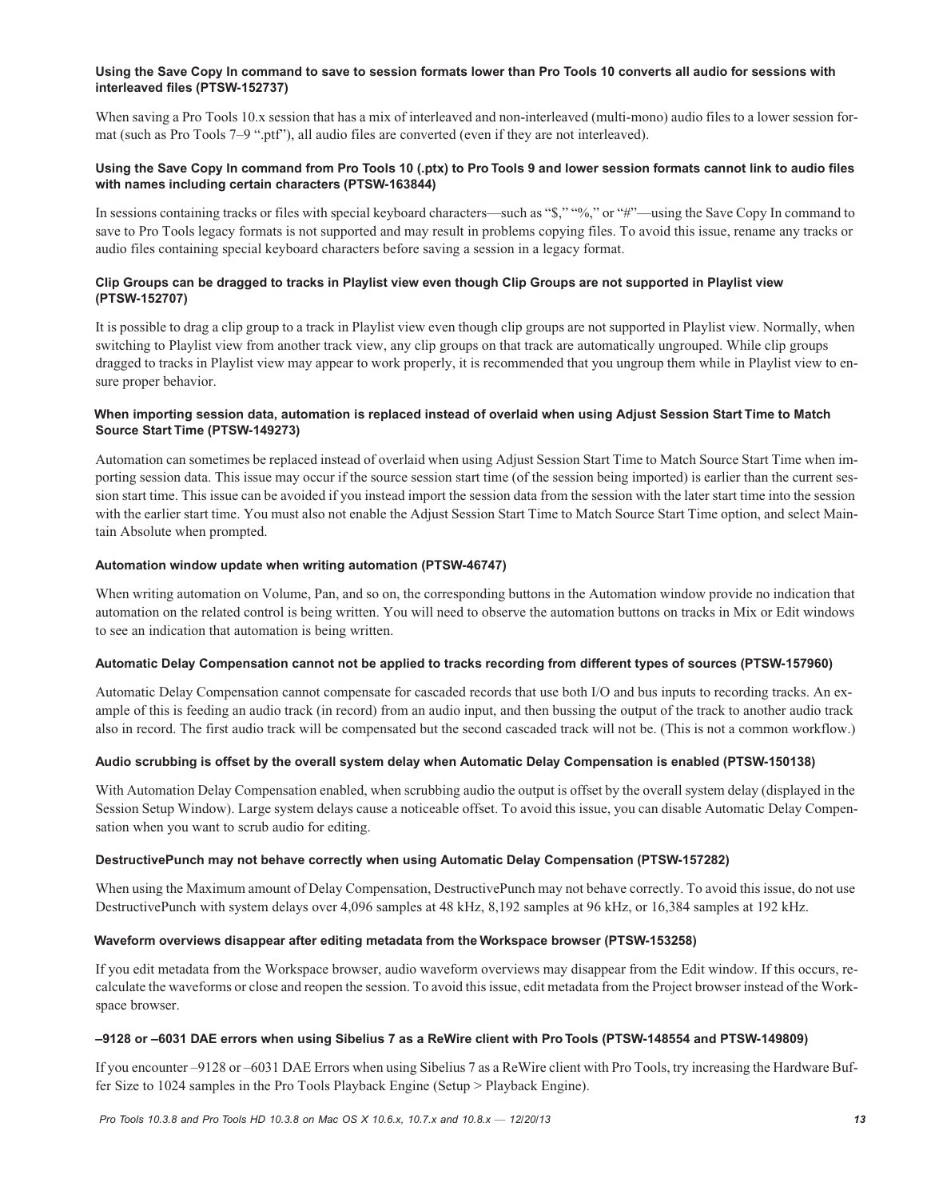#### Using the Save Copy In command to save to session formats lower than Pro Tools 10 converts all audio for sessions with interleaved files (PTSW-152737)

When saving a Pro Tools 10.x session that has a mix of interleaved and non-interleaved (multi-mono) audio files to a lower session format (such as Pro Tools 7–9 ".ptf"), all audio files are converted (even if they are not interleaved).

#### Using the Save Copy In command from Pro Tools 10 (.ptx) to Pro Tools 9 and lower session formats cannot link to audio files with names including certain characters (PTSW-163844)

In sessions containing tracks or files with special keyboard characters—such as "$," "%," or "#"—using the Save Copy In command to save to Pro Tools legacy formats is not supported and may result in problems copying files. To avoid this issue, rename any tracks or audio files containing special keyboard characters before saving a session in a legacy format.

#### Clip Groups can be dragged to tracks in Playlist view even though Clip Groups are not supported in Playlist view (PTSW-152707)

It is possible to drag a clip group to a track in Playlist view even though clip groups are not supported in Playlist view. Normally, when switching to Playlist view from another track view, any clip groups on that track are automatically ungrouped. While clip groups dragged to tracks in Playlist view may appear to work properly, it is recommended that you ungroup them while in Playlist view to ensure proper behavior.

#### When importing session data, automation is replaced instead of overlaid when using Adjust Session Start Time to Match Source Start Time (PTSW-149273)

Automation can sometimes be replaced instead of overlaid when using Adjust Session Start Time to Match Source Start Time when importing session data. This issue may occur if the source session start time (of the session being imported) is earlier than the current session start time. This issue can be avoided if you instead import the session data from the session with the later start time into the session with the earlier start time. You must also not enable the Adjust Session Start Time to Match Source Start Time option, and select Maintain Absolute when prompted.

#### Automation window update when writing automation (PTSW-46747)

When writing automation on Volume, Pan, and so on, the corresponding buttons in the Automation window provide no indication that automation on the related control is being written. You will need to observe the automation buttons on tracks in Mix or Edit windows to see an indication that automation is being written.

#### Automatic Delay Compensation cannot not be applied to tracks recording from different types of sources (PTSW-157960)

Automatic Delay Compensation cannot compensate for cascaded records that use both I/O and bus inputs to recording tracks. An example of this is feeding an audio track (in record) from an audio input, and then bussing the output of the track to another audio track also in record. The first audio track will be compensated but the second cascaded track will not be. (This is not a common workflow.)

#### Audio scrubbing is offset by the overall system delay when Automatic Delay Compensation is enabled (PTSW-150138)

With Automation Delay Compensation enabled, when scrubbing audio the output is offset by the overall system delay (displayed in the Session Setup Window). Large system delays cause a noticeable offset. To avoid this issue, you can disable Automatic Delay Compensation when you want to scrub audio for editing.

#### DestructivePunch may not behave correctly when using Automatic Delay Compensation (PTSW-157282)

When using the Maximum amount of Delay Compensation, DestructivePunch may not behave correctly. To avoid this issue, do not use DestructivePunch with system delays over 4,096 samples at 48 kHz, 8,192 samples at 96 kHz, or 16,384 samples at 192 kHz.

#### Waveform overviews disappear after editing metadata from the Workspace browser (PTSW-153258)

If you edit metadata from the Workspace browser, audio waveform overviews may disappear from the Edit window. If this occurs, recalculate the waveforms or close and reopen the session. To avoid this issue, edit metadata from the Project browser instead of the Workspace browser.

#### –9128 or –6031 DAE errors when using Sibelius 7 as a ReWire client with Pro Tools (PTSW-148554 and PTSW-149809)

If you encounter –9128 or –6031 DAE Errors when using Sibelius 7 as a ReWire client with Pro Tools, try increasing the Hardware Buffer Size to 1024 samples in the Pro Tools Playback Engine (Setup > Playback Engine).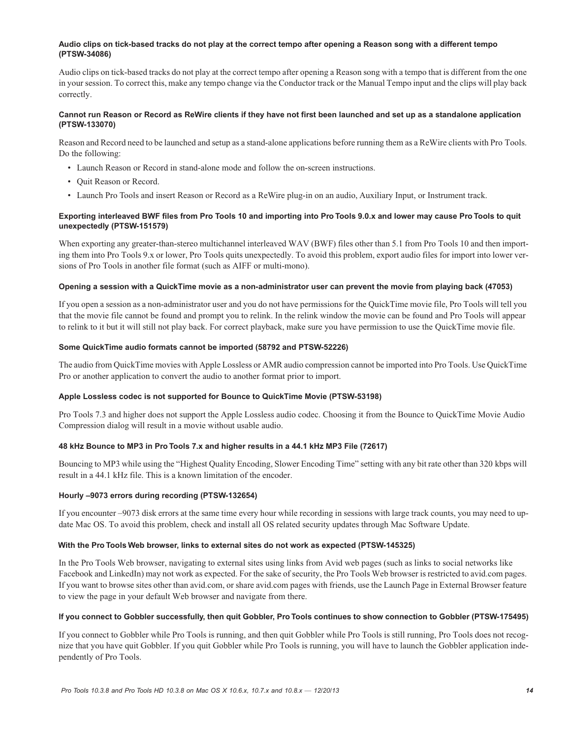#### Audio clips on tick-based tracks do not play at the correct tempo after opening a Reason song with a different tempo (PTSW-34086)

Audio clips on tick-based tracks do not play at the correct tempo after opening a Reason song with a tempo that is different from the one in your session. To correct this, make any tempo change via the Conductor track or the Manual Tempo input and the clips will play back correctly.

#### Cannot run Reason or Record as ReWire clients if they have not first been launched and set up as a standalone application (PTSW-133070)

Reason and Record need to be launched and setup as a stand-alone applications before running them as a ReWire clients with Pro Tools. Do the following:

- Launch Reason or Record in stand-alone mode and follow the on-screen instructions.
- Quit Reason or Record.
- Launch Pro Tools and insert Reason or Record as a ReWire plug-in on an audio, Auxiliary Input, or Instrument track.

#### Exporting interleaved BWF files from Pro Tools 10 and importing into Pro Tools 9.0.x and lower may cause Pro Tools to quit unexpectedly (PTSW-151579)

When exporting any greater-than-stereo multichannel interleaved WAV (BWF) files other than 5.1 from Pro Tools 10 and then importing them into Pro Tools 9.x or lower, Pro Tools quits unexpectedly. To avoid this problem, export audio files for import into lower versions of Pro Tools in another file format (such as AIFF or multi-mono).

#### Opening a session with a QuickTime movie as a non-administrator user can prevent the movie from playing back (47053)

If you open a session as a non-administrator user and you do not have permissions for the QuickTime movie file, Pro Tools will tell you that the movie file cannot be found and prompt you to relink. In the relink window the movie can be found and Pro Tools will appear to relink to it but it will still not play back. For correct playback, make sure you have permission to use the QuickTime movie file.

#### Some QuickTime audio formats cannot be imported (58792 and PTSW-52226)

The audio from QuickTime movies with Apple Lossless or AMR audio compression cannot be imported into Pro Tools. Use QuickTime Pro or another application to convert the audio to another format prior to import.

#### Apple Lossless codec is not supported for Bounce to QuickTime Movie (PTSW-53198)

Pro Tools 7.3 and higher does not support the Apple Lossless audio codec. Choosing it from the Bounce to QuickTime Movie Audio Compression dialog will result in a movie without usable audio.

#### 48 kHz Bounce to MP3 in Pro Tools 7.x and higher results in a 44.1 kHz MP3 File (72617)

Bouncing to MP3 while using the "Highest Quality Encoding, Slower Encoding Time" setting with any bit rate other than 320 kbps will result in a 44.1 kHz file. This is a known limitation of the encoder.

#### Hourly –9073 errors during recording (PTSW-132654)

If you encounter –9073 disk errors at the same time every hour while recording in sessions with large track counts, you may need to update Mac OS. To avoid this problem, check and install all OS related security updates through Mac Software Update.

#### With the Pro Tools Web browser, links to external sites do not work as expected (PTSW-145325)

In the Pro Tools Web browser, navigating to external sites using links from Avid web pages (such as links to social networks like Facebook and LinkedIn) may not work as expected. For the sake of security, the Pro Tools Web browser is restricted to avid.com pages. If you want to browse sites other than avid.com, or share avid.com pages with friends, use the Launch Page in External Browser feature to view the page in your default Web browser and navigate from there.

#### If you connect to Gobbler successfully, then quit Gobbler, Pro Tools continues to show connection to Gobbler (PTSW-175495)

If you connect to Gobbler while Pro Tools is running, and then quit Gobbler while Pro Tools is still running, Pro Tools does not recognize that you have quit Gobbler. If you quit Gobbler while Pro Tools is running, you will have to launch the Gobbler application independently of Pro Tools.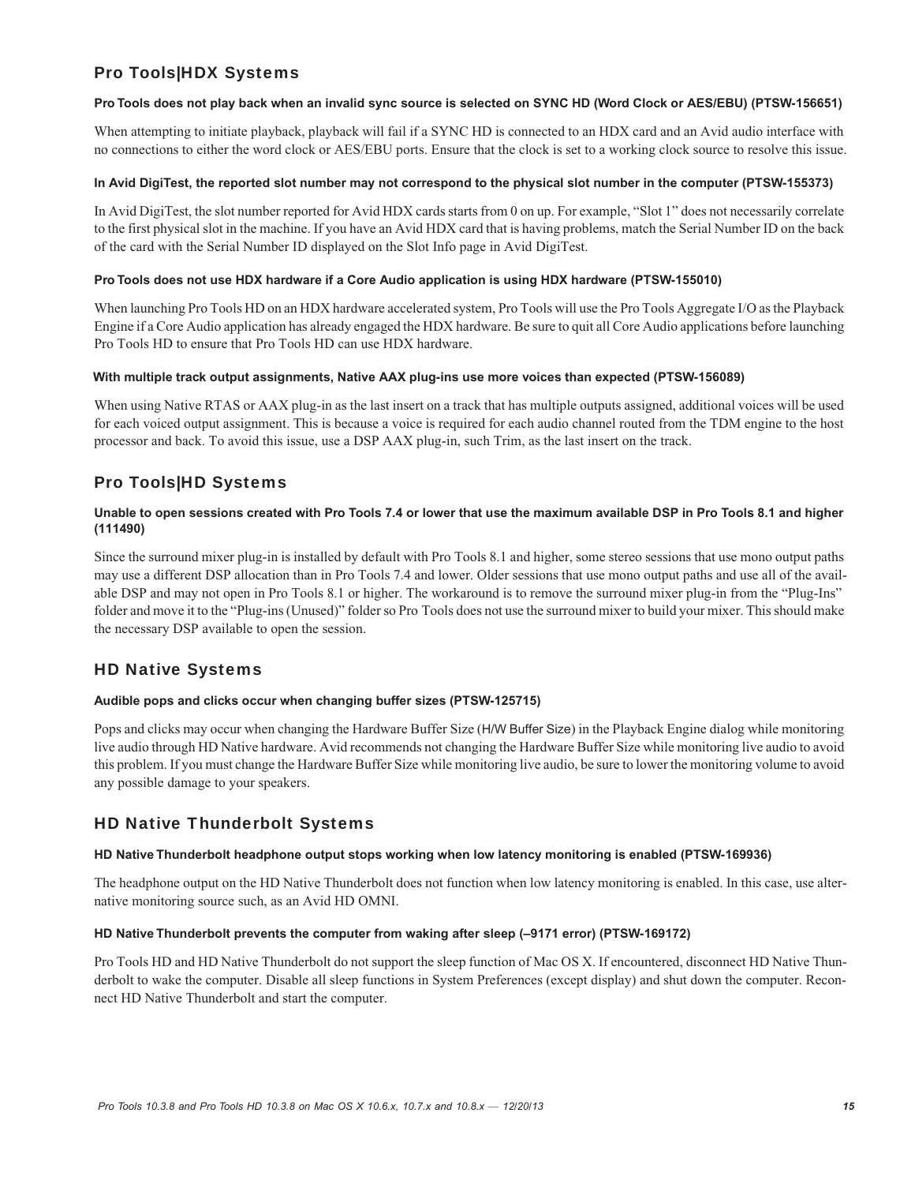## Pro Tools|HDX Systems

### Pro Tools does not play back when an invalid sync source is selected on SYNC HD (Word Clock or AES/EBU) (PTSW-156651)

When attempting to initiate playback, playback will fail if a SYNC HD is connected to an HDX card and an Avid audio interface with no connections to either the word clock or AES/EBU ports. Ensure that the clock is set to a working clock source to resolve this issue.

### In Avid DigiTest, the reported slot number may not correspond to the physical slot number in the computer (PTSW-155373)

In Avid DigiTest, the slot number reported for Avid HDX cards starts from 0 on up. For example, "Slot 1" does not necessarily correlate to the first physical slot in the machine. If you have an Avid HDX card that is having problems, match the Serial Number ID on the back of the card with the Serial Number ID displayed on the Slot Info page in Avid DigiTest.

### Pro Tools does not use HDX hardware if a Core Audio application is using HDX hardware (PTSW-155010)

When launching Pro Tools HD on an HDX hardware accelerated system, Pro Tools will use the Pro Tools Aggregate I/O as the Playback Engine if a Core Audio application has already engaged the HDX hardware. Be sure to quit all Core Audio applications before launching Pro Tools HD to ensure that Pro Tools HD can use HDX hardware.

### With multiple track output assignments, Native AAX plug-ins use more voices than expected (PTSW-156089)

When using Native RTAS or AAX plug-in as the last insert on a track that has multiple outputs assigned, additional voices will be used for each voiced output assignment. This is because a voice is required for each audio channel routed from the TDM engine to the host processor and back. To avoid this issue, use a DSP AAX plug-in, such Trim, as the last insert on the track.

## Pro Tools|HD Systems

### Unable to open sessions created with Pro Tools 7.4 or lower that use the maximum available DSP in Pro Tools 8.1 and higher (111490)

Since the surround mixer plug-in is installed by default with Pro Tools 8.1 and higher, some stereo sessions that use mono output paths may use a different DSP allocation than in Pro Tools 7.4 and lower. Older sessions that use mono output paths and use all of the available DSP and may not open in Pro Tools 8.1 or higher. The workaround is to remove the surround mixer plug-in from the "Plug-Ins" folder and move it to the "Plug-ins (Unused)" folder so Pro Tools does not use the surround mixer to build your mixer. This should make the necessary DSP available to open the session.

## HD Native Systems

### Audible pops and clicks occur when changing buffer sizes (PTSW-125715)

Pops and clicks may occur when changing the Hardware Buffer Size (H/W Buffer Size) in the Playback Engine dialog while monitoring live audio through HD Native hardware. Avid recommends not changing the Hardware Buffer Size while monitoring live audio to avoid this problem. If you must change the Hardware Buffer Size while monitoring live audio, be sure to lower the monitoring volume to avoid any possible damage to your speakers.

## HD Native Thunderbolt Systems

### HD Native Thunderbolt headphone output stops working when low latency monitoring is enabled (PTSW-169936)

The headphone output on the HD Native Thunderbolt does not function when low latency monitoring is enabled. In this case, use alternative monitoring source such, as an Avid HD OMNI.

### HD Native Thunderbolt prevents the computer from waking after sleep (–9171 error) (PTSW-169172)

Pro Tools HD and HD Native Thunderbolt do not support the sleep function of Mac OS X. If encountered, disconnect HD Native Thunderbolt to wake the computer. Disable all sleep functions in System Preferences (except display) and shut down the computer. Reconnect HD Native Thunderbolt and start the computer.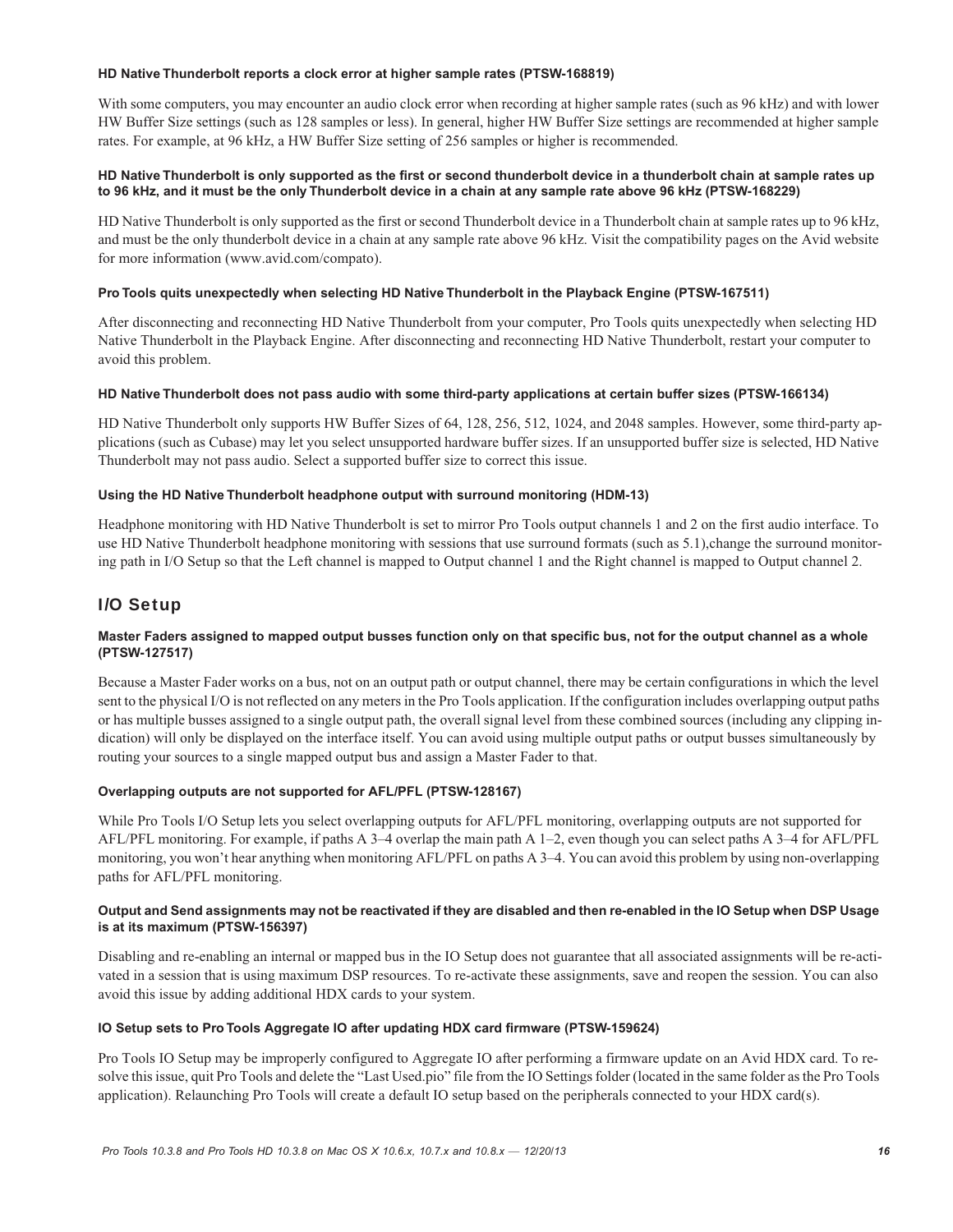#### HD Native Thunderbolt reports a clock error at higher sample rates (PTSW-168819)

With some computers, you may encounter an audio clock error when recording at higher sample rates (such as 96 kHz) and with lower HW Buffer Size settings (such as 128 samples or less). In general, higher HW Buffer Size settings are recommended at higher sample rates. For example, at 96 kHz, a HW Buffer Size setting of 256 samples or higher is recommended.

#### HD Native Thunderbolt is only supported as the first or second thunderbolt device in a thunderbolt chain at sample rates up to 96 kHz, and it must be the only Thunderbolt device in a chain at any sample rate above 96 kHz (PTSW-168229)

HD Native Thunderbolt is only supported as the first or second Thunderbolt device in a Thunderbolt chain at sample rates up to 96 kHz, and must be the only thunderbolt device in a chain at any sample rate above 96 kHz. Visit the compatibility pages on the Avid website for more information (www.avid.com/compato).

#### Pro Tools quits unexpectedly when selecting HD Native Thunderbolt in the Playback Engine (PTSW-167511)

After disconnecting and reconnecting HD Native Thunderbolt from your computer, Pro Tools quits unexpectedly when selecting HD Native Thunderbolt in the Playback Engine. After disconnecting and reconnecting HD Native Thunderbolt, restart your computer to avoid this problem.

#### HD Native Thunderbolt does not pass audio with some third-party applications at certain buffer sizes (PTSW-166134)

HD Native Thunderbolt only supports HW Buffer Sizes of 64, 128, 256, 512, 1024, and 2048 samples. However, some third-party applications (such as Cubase) may let you select unsupported hardware buffer sizes. If an unsupported buffer size is selected, HD Native Thunderbolt may not pass audio. Select a supported buffer size to correct this issue.

#### Using the HD Native Thunderbolt headphone output with surround monitoring (HDM-13)

Headphone monitoring with HD Native Thunderbolt is set to mirror Pro Tools output channels 1 and 2 on the first audio interface. To use HD Native Thunderbolt headphone monitoring with sessions that use surround formats (such as 5.1),change the surround monitoring path in I/O Setup so that the Left channel is mapped to Output channel 1 and the Right channel is mapped to Output channel 2.

## I/O Setup

#### Master Faders assigned to mapped output busses function only on that specific bus, not for the output channel as a whole (PTSW-127517)

Because a Master Fader works on a bus, not on an output path or output channel, there may be certain configurations in which the level sent to the physical I/O is not reflected on any meters in the Pro Tools application. If the configuration includes overlapping output paths or has multiple busses assigned to a single output path, the overall signal level from these combined sources (including any clipping indication) will only be displayed on the interface itself. You can avoid using multiple output paths or output busses simultaneously by routing your sources to a single mapped output bus and assign a Master Fader to that.

#### Overlapping outputs are not supported for AFL/PFL (PTSW-128167)

While Pro Tools I/O Setup lets you select overlapping outputs for AFL/PFL monitoring, overlapping outputs are not supported for AFL/PFL monitoring. For example, if paths A 3–4 overlap the main path A 1–2, even though you can select paths A 3–4 for AFL/PFL monitoring, you won't hear anything when monitoring AFL/PFL on paths A 3–4. You can avoid this problem by using non-overlapping paths for AFL/PFL monitoring.

#### Output and Send assignments may not be reactivated if they are disabled and then re-enabled in the IO Setup when DSP Usage is at its maximum (PTSW-156397)

Disabling and re-enabling an internal or mapped bus in the IO Setup does not guarantee that all associated assignments will be re-activated in a session that is using maximum DSP resources. To re-activate these assignments, save and reopen the session. You can also avoid this issue by adding additional HDX cards to your system.

#### IO Setup sets to Pro Tools Aggregate IO after updating HDX card firmware (PTSW-159624)

Pro Tools IO Setup may be improperly configured to Aggregate IO after performing a firmware update on an Avid HDX card. To resolve this issue, quit Pro Tools and delete the "Last Used.pio" file from the IO Settings folder (located in the same folder as the Pro Tools application). Relaunching Pro Tools will create a default IO setup based on the peripherals connected to your HDX card(s).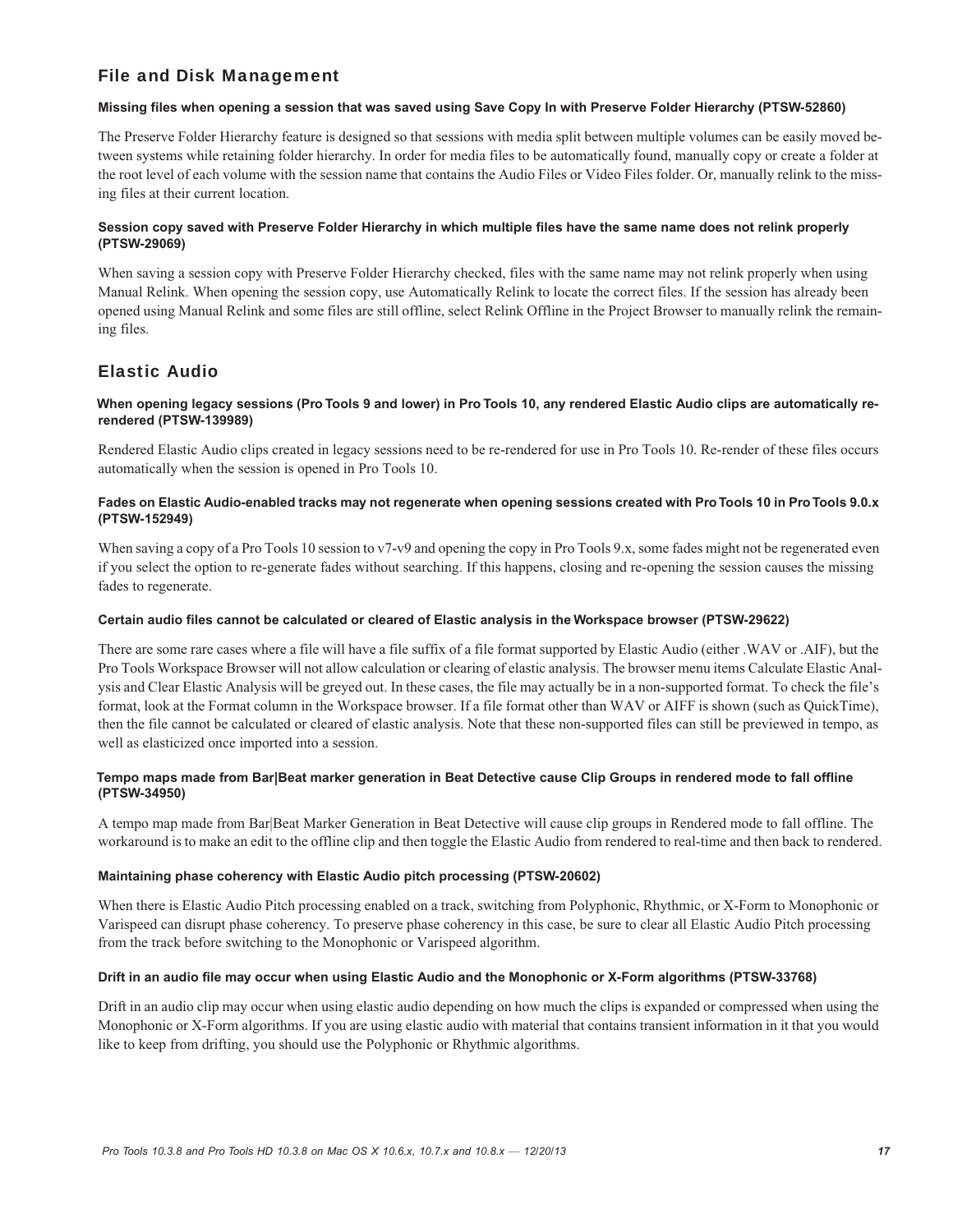## File and Disk Management

**Missing files when opening a session that was saved using Save Copy In with Preserve Folder Hierarchy (PTSW-52860)**

The Preserve Folder Hierarchy feature is designed so that sessions with media split between multiple volumes can be easily moved between systems while retaining folder hierarchy. In order for media files to be automatically found, manually copy or create a folder at the root level of each volume with the session name that contains the Audio Files or Video Files folder. Or, manually relink to the missing files at their current location.

**Session copy saved with Preserve Folder Hierarchy in which multiple files have the same name does not relink properly (PTSW-29069)**

When saving a session copy with Preserve Folder Hierarchy checked, files with the same name may not relink properly when using Manual Relink. When opening the session copy, use Automatically Relink to locate the correct files. If the session has already been opened using Manual Relink and some files are still offline, select Relink Offline in the Project Browser to manually relink the remaining files.

## Elastic Audio

**When opening legacy sessions (Pro Tools 9 and lower) in Pro Tools 10, any rendered Elastic Audio clips are automatically re-rendered (PTSW-139989)**

Rendered Elastic Audio clips created in legacy sessions need to be re-rendered for use in Pro Tools 10. Re-render of these files occurs automatically when the session is opened in Pro Tools 10.

**Fades on Elastic Audio-enabled tracks may not regenerate when opening sessions created with Pro Tools 10 in Pro Tools 9.0.x (PTSW-152949)**

When saving a copy of a Pro Tools 10 session to v7-v9 and opening the copy in Pro Tools 9.x, some fades might not be regenerated even if you select the option to re-generate fades without searching. If this happens, closing and re-opening the session causes the missing fades to regenerate.

**Certain audio files cannot be calculated or cleared of Elastic analysis in the Workspace browser (PTSW-29622)**

There are some rare cases where a file will have a file suffix of a file format supported by Elastic Audio (either .WAV or .AIF), but the Pro Tools Workspace Browser will not allow calculation or clearing of elastic analysis. The browser menu items Calculate Elastic Analysis and Clear Elastic Analysis will be greyed out. In these cases, the file may actually be in a non-supported format. To check the file's format, look at the Format column in the Workspace browser. If a file format other than WAV or AIFF is shown (such as QuickTime), then the file cannot be calculated or cleared of elastic analysis. Note that these non-supported files can still be previewed in tempo, as well as elasticized once imported into a session.

**Tempo maps made from Bar|Beat marker generation in Beat Detective cause Clip Groups in rendered mode to fall offline (PTSW-34950)**

A tempo map made from Bar|Beat Marker Generation in Beat Detective will cause clip groups in Rendered mode to fall offline. The workaround is to make an edit to the offline clip and then toggle the Elastic Audio from rendered to real-time and then back to rendered.

**Maintaining phase coherency with Elastic Audio pitch processing (PTSW-20602)**

When there is Elastic Audio Pitch processing enabled on a track, switching from Polyphonic, Rhythmic, or X-Form to Monophonic or Varispeed can disrupt phase coherency. To preserve phase coherency in this case, be sure to clear all Elastic Audio Pitch processing from the track before switching to the Monophonic or Varispeed algorithm.

**Drift in an audio file may occur when using Elastic Audio and the Monophonic or X-Form algorithms (PTSW-33768)**

Drift in an audio clip may occur when using elastic audio depending on how much the clips is expanded or compressed when using the Monophonic or X-Form algorithms. If you are using elastic audio with material that contains transient information in it that you would like to keep from drifting, you should use the Polyphonic or Rhythmic algorithms.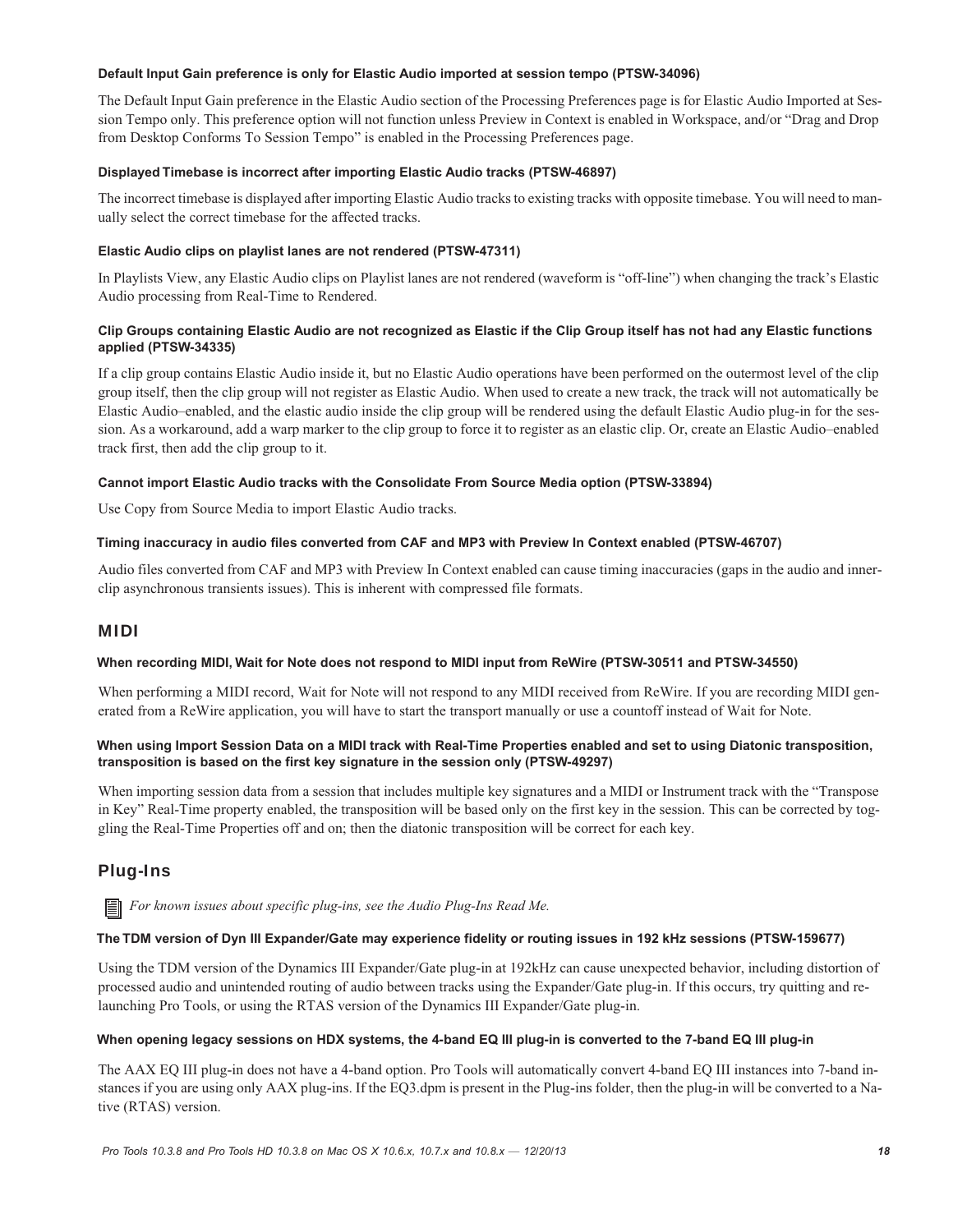#### Default Input Gain preference is only for Elastic Audio imported at session tempo (PTSW-34096)

The Default Input Gain preference in the Elastic Audio section of the Processing Preferences page is for Elastic Audio Imported at Session Tempo only. This preference option will not function unless Preview in Context is enabled in Workspace, and/or "Drag and Drop from Desktop Conforms To Session Tempo" is enabled in the Processing Preferences page.

#### Displayed Timebase is incorrect after importing Elastic Audio tracks (PTSW-46897)

The incorrect timebase is displayed after importing Elastic Audio tracks to existing tracks with opposite timebase. You will need to manually select the correct timebase for the affected tracks.

#### Elastic Audio clips on playlist lanes are not rendered (PTSW-47311)

In Playlists View, any Elastic Audio clips on Playlist lanes are not rendered (waveform is "off-line") when changing the track's Elastic Audio processing from Real-Time to Rendered.

#### Clip Groups containing Elastic Audio are not recognized as Elastic if the Clip Group itself has not had any Elastic functions applied (PTSW-34335)

If a clip group contains Elastic Audio inside it, but no Elastic Audio operations have been performed on the outermost level of the clip group itself, then the clip group will not register as Elastic Audio. When used to create a new track, the track will not automatically be Elastic Audio–enabled, and the elastic audio inside the clip group will be rendered using the default Elastic Audio plug-in for the session. As a workaround, add a warp marker to the clip group to force it to register as an elastic clip. Or, create an Elastic Audio–enabled track first, then add the clip group to it.

#### Cannot import Elastic Audio tracks with the Consolidate From Source Media option (PTSW-33894)

Use Copy from Source Media to import Elastic Audio tracks.

#### Timing inaccuracy in audio files converted from CAF and MP3 with Preview In Context enabled (PTSW-46707)

Audio files converted from CAF and MP3 with Preview In Context enabled can cause timing inaccuracies (gaps in the audio and inner-clip asynchronous transients issues). This is inherent with compressed file formats.

## MIDI

#### When recording MIDI, Wait for Note does not respond to MIDI input from ReWire (PTSW-30511 and PTSW-34550)

When performing a MIDI record, Wait for Note will not respond to any MIDI received from ReWire. If you are recording MIDI generated from a ReWire application, you will have to start the transport manually or use a countoff instead of Wait for Note.

#### When using Import Session Data on a MIDI track with Real-Time Properties enabled and set to using Diatonic transposition, transposition is based on the first key signature in the session only (PTSW-49297)

When importing session data from a session that includes multiple key signatures and a MIDI or Instrument track with the "Transpose in Key" Real-Time property enabled, the transposition will be based only on the first key in the session. This can be corrected by toggling the Real-Time Properties off and on; then the diatonic transposition will be correct for each key.

## Plug-Ins

*For known issues about specific plug-ins, see the Audio Plug-Ins Read Me.*

#### The TDM version of Dyn III Expander/Gate may experience fidelity or routing issues in 192 kHz sessions (PTSW-159677)

Using the TDM version of the Dynamics III Expander/Gate plug-in at 192kHz can cause unexpected behavior, including distortion of processed audio and unintended routing of audio between tracks using the Expander/Gate plug-in. If this occurs, try quitting and relaunching Pro Tools, or using the RTAS version of the Dynamics III Expander/Gate plug-in.

#### When opening legacy sessions on HDX systems, the 4-band EQ III plug-in is converted to the 7-band EQ III plug-in

The AAX EQ III plug-in does not have a 4-band option. Pro Tools will automatically convert 4-band EQ III instances into 7-band instances if you are using only AAX plug-ins. If the EQ3.dpm is present in the Plug-ins folder, then the plug-in will be converted to a Native (RTAS) version.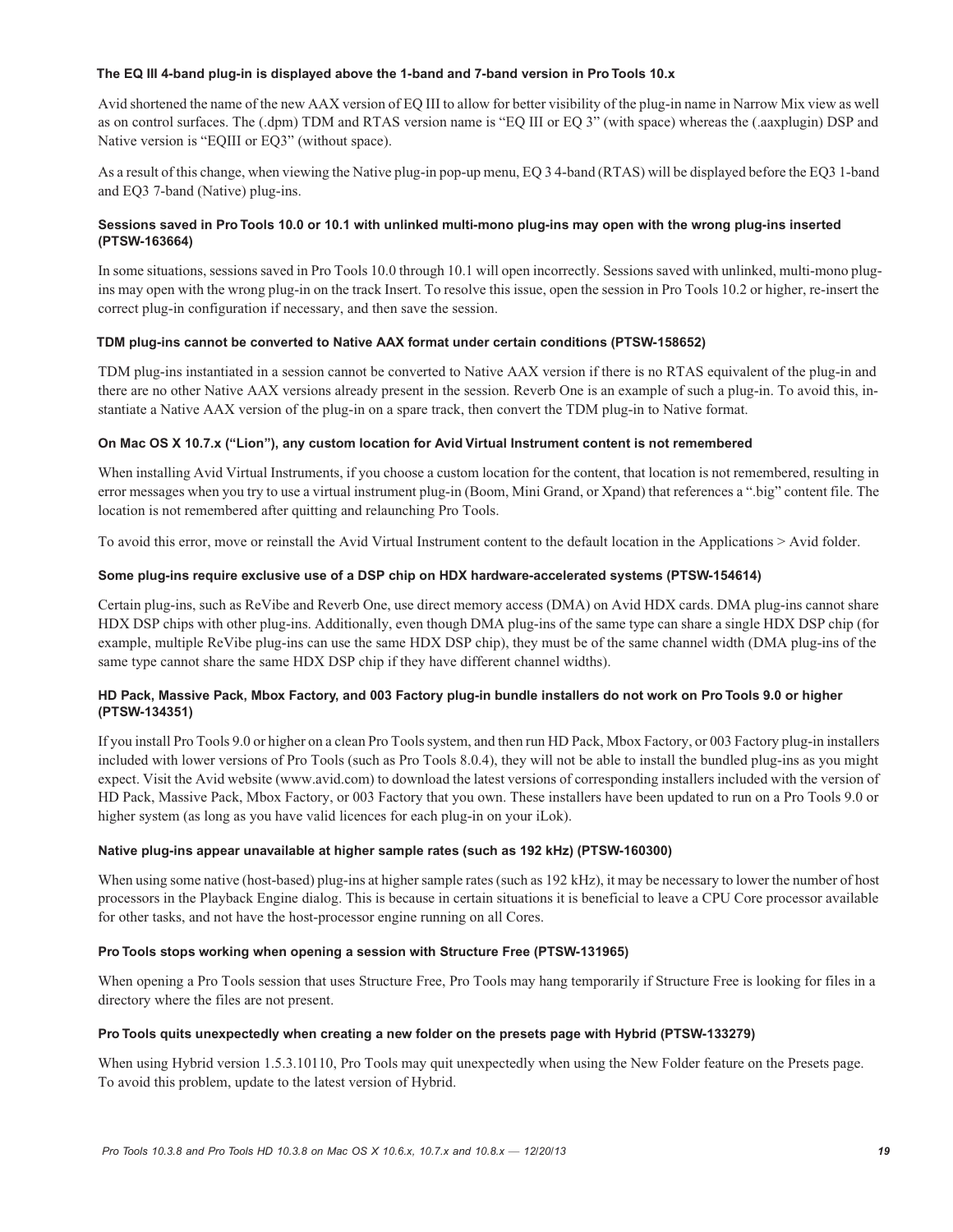#### The EQ III 4-band plug-in is displayed above the 1-band and 7-band version in Pro Tools 10.x

Avid shortened the name of the new AAX version of EQ III to allow for better visibility of the plug-in name in Narrow Mix view as well as on control surfaces. The (.dpm) TDM and RTAS version name is "EQ III or EQ 3" (with space) whereas the (.aaxplugin) DSP and Native version is "EQIII or EQ3" (without space).

As a result of this change, when viewing the Native plug-in pop-up menu, EQ 3 4-band (RTAS) will be displayed before the EQ3 1-band and EQ3 7-band (Native) plug-ins.

#### Sessions saved in Pro Tools 10.0 or 10.1 with unlinked multi-mono plug-ins may open with the wrong plug-ins inserted (PTSW-163664)

In some situations, sessions saved in Pro Tools 10.0 through 10.1 will open incorrectly. Sessions saved with unlinked, multi-mono plug-ins may open with the wrong plug-in on the track Insert. To resolve this issue, open the session in Pro Tools 10.2 or higher, re-insert the correct plug-in configuration if necessary, and then save the session.

#### TDM plug-ins cannot be converted to Native AAX format under certain conditions (PTSW-158652)

TDM plug-ins instantiated in a session cannot be converted to Native AAX version if there is no RTAS equivalent of the plug-in and there are no other Native AAX versions already present in the session. Reverb One is an example of such a plug-in. To avoid this, instantiate a Native AAX version of the plug-in on a spare track, then convert the TDM plug-in to Native format.

#### On Mac OS X 10.7.x ("Lion"), any custom location for Avid Virtual Instrument content is not remembered

When installing Avid Virtual Instruments, if you choose a custom location for the content, that location is not remembered, resulting in error messages when you try to use a virtual instrument plug-in (Boom, Mini Grand, or Xpand) that references a ".big" content file. The location is not remembered after quitting and relaunching Pro Tools.

To avoid this error, move or reinstall the Avid Virtual Instrument content to the default location in the Applications > Avid folder.

#### Some plug-ins require exclusive use of a DSP chip on HDX hardware-accelerated systems (PTSW-154614)

Certain plug-ins, such as ReVibe and Reverb One, use direct memory access (DMA) on Avid HDX cards. DMA plug-ins cannot share HDX DSP chips with other plug-ins. Additionally, even though DMA plug-ins of the same type can share a single HDX DSP chip (for example, multiple ReVibe plug-ins can use the same HDX DSP chip), they must be of the same channel width (DMA plug-ins of the same type cannot share the same HDX DSP chip if they have different channel widths).

#### HD Pack, Massive Pack, Mbox Factory, and 003 Factory plug-in bundle installers do not work on Pro Tools 9.0 or higher (PTSW-134351)

If you install Pro Tools 9.0 or higher on a clean Pro Tools system, and then run HD Pack, Mbox Factory, or 003 Factory plug-in installers included with lower versions of Pro Tools (such as Pro Tools 8.0.4), they will not be able to install the bundled plug-ins as you might expect. Visit the Avid website (www.avid.com) to download the latest versions of corresponding installers included with the version of HD Pack, Massive Pack, Mbox Factory, or 003 Factory that you own. These installers have been updated to run on a Pro Tools 9.0 or higher system (as long as you have valid licences for each plug-in on your iLok).

#### Native plug-ins appear unavailable at higher sample rates (such as 192 kHz) (PTSW-160300)

When using some native (host-based) plug-ins at higher sample rates (such as 192 kHz), it may be necessary to lower the number of host processors in the Playback Engine dialog. This is because in certain situations it is beneficial to leave a CPU Core processor available for other tasks, and not have the host-processor engine running on all Cores.

#### Pro Tools stops working when opening a session with Structure Free (PTSW-131965)

When opening a Pro Tools session that uses Structure Free, Pro Tools may hang temporarily if Structure Free is looking for files in a directory where the files are not present.

#### Pro Tools quits unexpectedly when creating a new folder on the presets page with Hybrid (PTSW-133279)

When using Hybrid version 1.5.3.10110, Pro Tools may quit unexpectedly when using the New Folder feature on the Presets page. To avoid this problem, update to the latest version of Hybrid.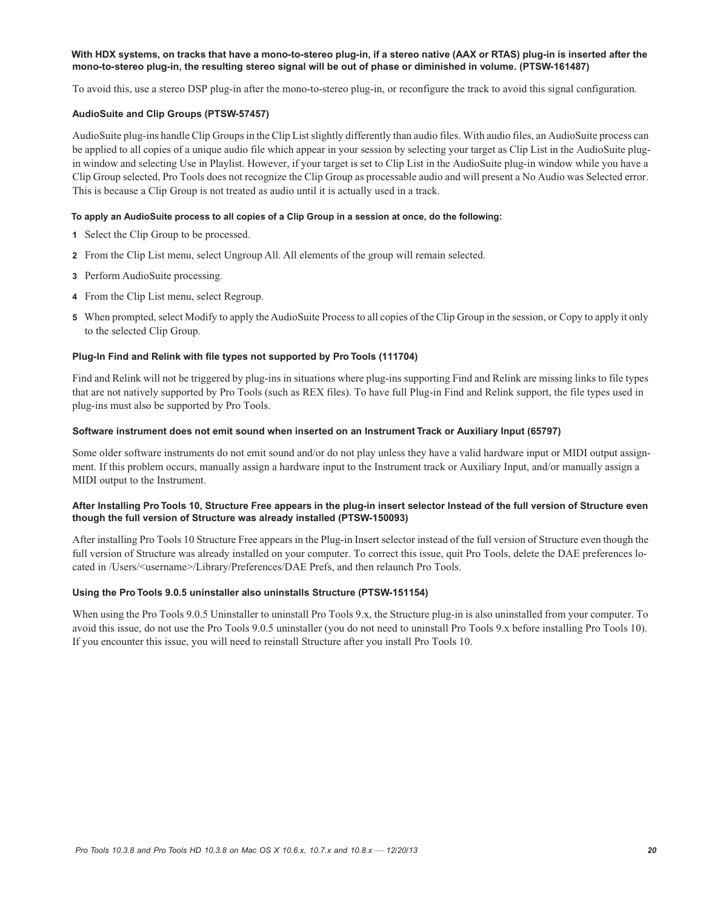**With HDX systems, on tracks that have a mono-to-stereo plug-in, if a stereo native (AAX or RTAS) plug-in is inserted after the mono-to-stereo plug-in, the resulting stereo signal will be out of phase or diminished in volume. (PTSW-161487)**

To avoid this, use a stereo DSP plug-in after the mono-to-stereo plug-in, or reconfigure the track to avoid this signal configuration.

**AudioSuite and Clip Groups (PTSW-57457)**

AudioSuite plug-ins handle Clip Groups in the Clip List slightly differently than audio files. With audio files, an AudioSuite process can be applied to all copies of a unique audio file which appear in your session by selecting your target as Clip List in the AudioSuite plug-in window and selecting Use in Playlist. However, if your target is set to Clip List in the AudioSuite plug-in window while you have a Clip Group selected, Pro Tools does not recognize the Clip Group as processable audio and will present a No Audio was Selected error. This is because a Clip Group is not treated as audio until it is actually used in a track.

**To apply an AudioSuite process to all copies of a Clip Group in a session at once, do the following:**

1. Select the Clip Group to be processed.
2. From the Clip List menu, select Ungroup All. All elements of the group will remain selected.
3. Perform AudioSuite processing.
4. From the Clip List menu, select Regroup.
5. When prompted, select Modify to apply the AudioSuite Process to all copies of the Clip Group in the session, or Copy to apply it only to the selected Clip Group.

**Plug-In Find and Relink with file types not supported by Pro Tools (111704)**

Find and Relink will not be triggered by plug-ins in situations where plug-ins supporting Find and Relink are missing links to file types that are not natively supported by Pro Tools (such as REX files). To have full Plug-in Find and Relink support, the file types used in plug-ins must also be supported by Pro Tools.

**Software instrument does not emit sound when inserted on an Instrument Track or Auxiliary Input (65797)**

Some older software instruments do not emit sound and/or do not play unless they have a valid hardware input or MIDI output assignment. If this problem occurs, manually assign a hardware input to the Instrument track or Auxiliary Input, and/or manually assign a MIDI output to the Instrument.

**After Installing Pro Tools 10, Structure Free appears in the plug-in insert selector Instead of the full version of Structure even though the full version of Structure was already installed (PTSW-150093)**

After installing Pro Tools 10 Structure Free appears in the Plug-in Insert selector instead of the full version of Structure even though the full version of Structure was already installed on your computer. To correct this issue, quit Pro Tools, delete the DAE preferences located in /Users/<username>/Library/Preferences/DAE Prefs, and then relaunch Pro Tools.

**Using the Pro Tools 9.0.5 uninstaller also uninstalls Structure (PTSW-151154)**

When using the Pro Tools 9.0.5 Uninstaller to uninstall Pro Tools 9.x, the Structure plug-in is also uninstalled from your computer. To avoid this issue, do not use the Pro Tools 9.0.5 uninstaller (you do not need to uninstall Pro Tools 9.x before installing Pro Tools 10). If you encounter this issue, you will need to reinstall Structure after you install Pro Tools 10.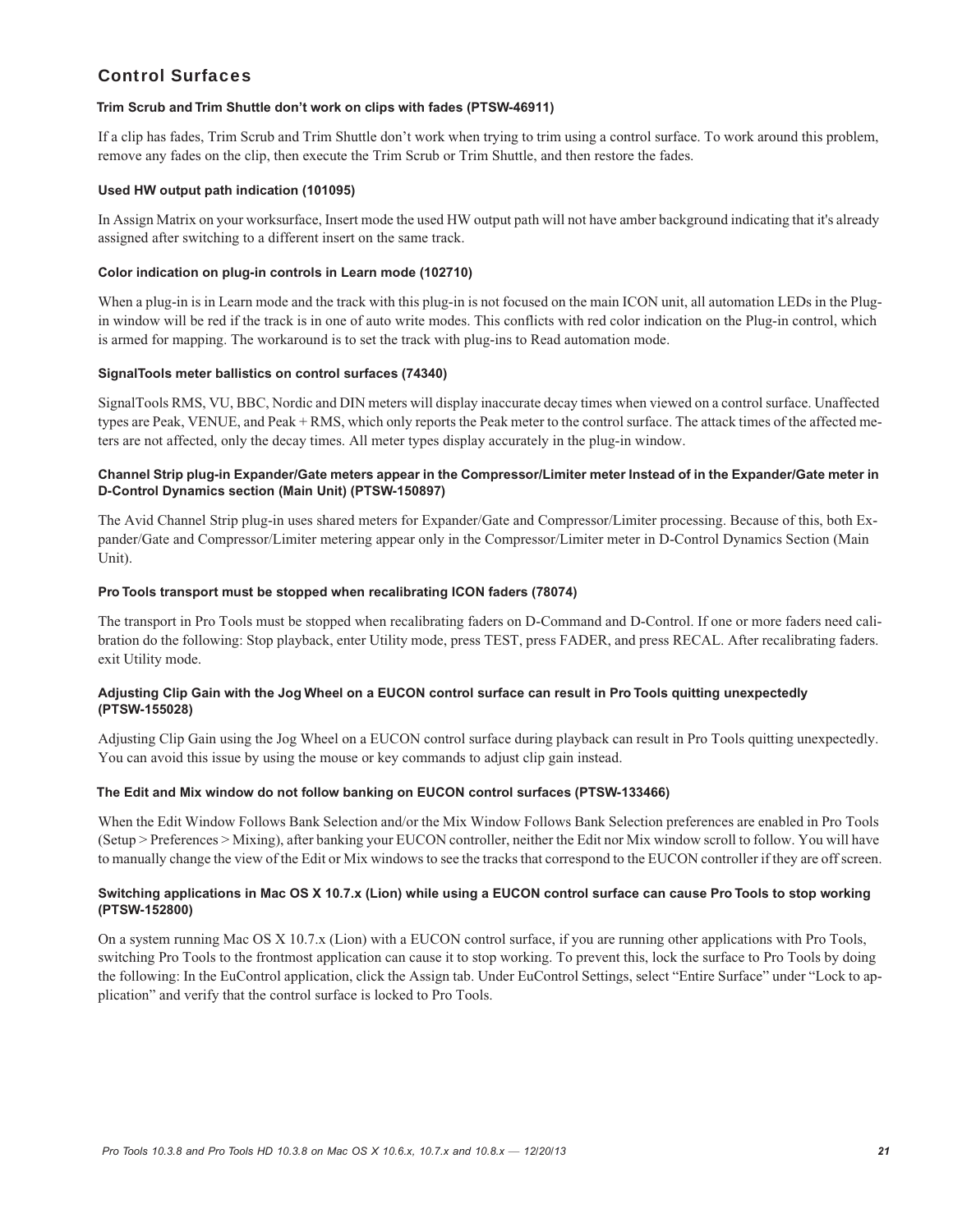## Control Surfaces

### Trim Scrub and Trim Shuttle don’t work on clips with fades (PTSW-46911)

If a clip has fades, Trim Scrub and Trim Shuttle don’t work when trying to trim using a control surface. To work around this problem, remove any fades on the clip, then execute the Trim Scrub or Trim Shuttle, and then restore the fades.

### Used HW output path indication (101095)

In Assign Matrix on your worksurface, Insert mode the used HW output path will not have amber background indicating that it's already assigned after switching to a different insert on the same track.

### Color indication on plug-in controls in Learn mode (102710)

When a plug-in is in Learn mode and the track with this plug-in is not focused on the main ICON unit, all automation LEDs in the Plug-in window will be red if the track is in one of auto write modes. This conflicts with red color indication on the Plug-in control, which is armed for mapping. The workaround is to set the track with plug-ins to Read automation mode.

### SignalTools meter ballistics on control surfaces (74340)

SignalTools RMS, VU, BBC, Nordic and DIN meters will display inaccurate decay times when viewed on a control surface. Unaffected types are Peak, VENUE, and Peak + RMS, which only reports the Peak meter to the control surface. The attack times of the affected meters are not affected, only the decay times. All meter types display accurately in the plug-in window.

### Channel Strip plug-in Expander/Gate meters appear in the Compressor/Limiter meter Instead of in the Expander/Gate meter in D-Control Dynamics section (Main Unit) (PTSW-150897)

The Avid Channel Strip plug-in uses shared meters for Expander/Gate and Compressor/Limiter processing. Because of this, both Expander/Gate and Compressor/Limiter metering appear only in the Compressor/Limiter meter in D-Control Dynamics Section (Main Unit).

### Pro Tools transport must be stopped when recalibrating ICON faders (78074)

The transport in Pro Tools must be stopped when recalibrating faders on D-Command and D-Control. If one or more faders need calibration do the following: Stop playback, enter Utility mode, press TEST, press FADER, and press RECAL. After recalibrating faders. exit Utility mode.

### Adjusting Clip Gain with the Jog Wheel on a EUCON control surface can result in Pro Tools quitting unexpectedly (PTSW-155028)

Adjusting Clip Gain using the Jog Wheel on a EUCON control surface during playback can result in Pro Tools quitting unexpectedly. You can avoid this issue by using the mouse or key commands to adjust clip gain instead.

### The Edit and Mix window do not follow banking on EUCON control surfaces (PTSW-133466)

When the Edit Window Follows Bank Selection and/or the Mix Window Follows Bank Selection preferences are enabled in Pro Tools (Setup > Preferences > Mixing), after banking your EUCON controller, neither the Edit nor Mix window scroll to follow. You will have to manually change the view of the Edit or Mix windows to see the tracks that correspond to the EUCON controller if they are off screen.

### Switching applications in Mac OS X 10.7.x (Lion) while using a EUCON control surface can cause Pro Tools to stop working (PTSW-152800)

On a system running Mac OS X 10.7.x (Lion) with a EUCON control surface, if you are running other applications with Pro Tools, switching Pro Tools to the frontmost application can cause it to stop working. To prevent this, lock the surface to Pro Tools by doing the following: In the EuControl application, click the Assign tab. Under EuControl Settings, select “Entire Surface” under “Lock to application” and verify that the control surface is locked to Pro Tools.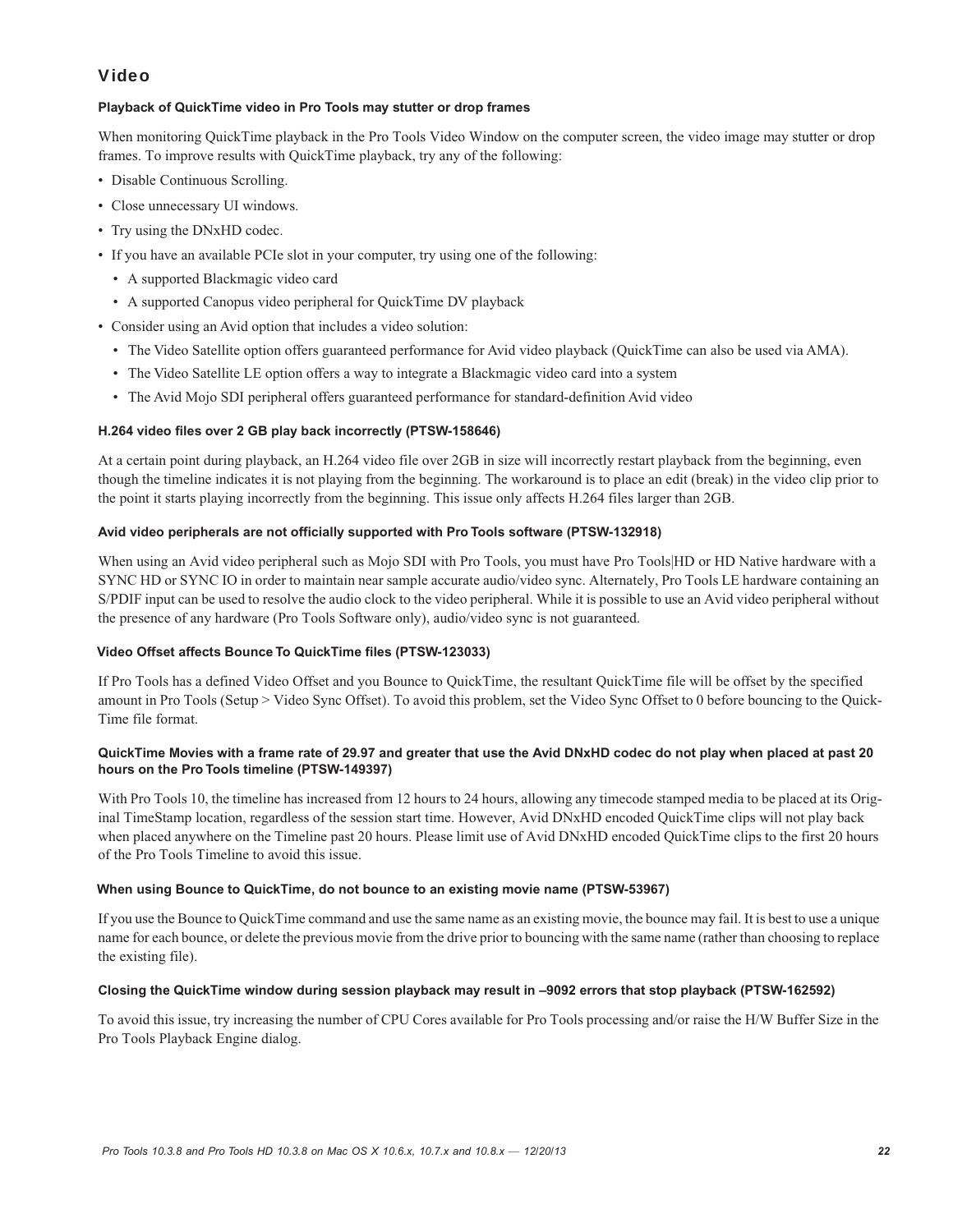## Video

#### Playback of QuickTime video in Pro Tools may stutter or drop frames

When monitoring QuickTime playback in the Pro Tools Video Window on the computer screen, the video image may stutter or drop frames. To improve results with QuickTime playback, try any of the following:

- Disable Continuous Scrolling.
- Close unnecessary UI windows.
- Try using the DNxHD codec.
- If you have an available PCIe slot in your computer, try using one of the following:
  - A supported Blackmagic video card
  - A supported Canopus video peripheral for QuickTime DV playback
- Consider using an Avid option that includes a video solution:
  - The Video Satellite option offers guaranteed performance for Avid video playback (QuickTime can also be used via AMA).
  - The Video Satellite LE option offers a way to integrate a Blackmagic video card into a system
  - The Avid Mojo SDI peripheral offers guaranteed performance for standard-definition Avid video

#### H.264 video files over 2 GB play back incorrectly (PTSW-158646)

At a certain point during playback, an H.264 video file over 2GB in size will incorrectly restart playback from the beginning, even though the timeline indicates it is not playing from the beginning. The workaround is to place an edit (break) in the video clip prior to the point it starts playing incorrectly from the beginning. This issue only affects H.264 files larger than 2GB.

#### Avid video peripherals are not officially supported with Pro Tools software (PTSW-132918)

When using an Avid video peripheral such as Mojo SDI with Pro Tools, you must have Pro Tools|HD or HD Native hardware with a SYNC HD or SYNC IO in order to maintain near sample accurate audio/video sync. Alternately, Pro Tools LE hardware containing an S/PDIF input can be used to resolve the audio clock to the video peripheral. While it is possible to use an Avid video peripheral without the presence of any hardware (Pro Tools Software only), audio/video sync is not guaranteed.

#### Video Offset affects Bounce To QuickTime files (PTSW-123033)

If Pro Tools has a defined Video Offset and you Bounce to QuickTime, the resultant QuickTime file will be offset by the specified amount in Pro Tools (Setup > Video Sync Offset). To avoid this problem, set the Video Sync Offset to 0 before bouncing to the QuickTime file format.

#### QuickTime Movies with a frame rate of 29.97 and greater that use the Avid DNxHD codec do not play when placed at past 20 hours on the Pro Tools timeline (PTSW-149397)

With Pro Tools 10, the timeline has increased from 12 hours to 24 hours, allowing any timecode stamped media to be placed at its Original TimeStamp location, regardless of the session start time. However, Avid DNxHD encoded QuickTime clips will not play back when placed anywhere on the Timeline past 20 hours. Please limit use of Avid DNxHD encoded QuickTime clips to the first 20 hours of the Pro Tools Timeline to avoid this issue.

#### When using Bounce to QuickTime, do not bounce to an existing movie name (PTSW-53967)

If you use the Bounce to QuickTime command and use the same name as an existing movie, the bounce may fail. It is best to use a unique name for each bounce, or delete the previous movie from the drive prior to bouncing with the same name (rather than choosing to replace the existing file).

#### Closing the QuickTime window during session playback may result in –9092 errors that stop playback (PTSW-162592)

To avoid this issue, try increasing the number of CPU Cores available for Pro Tools processing and/or raise the H/W Buffer Size in the Pro Tools Playback Engine dialog.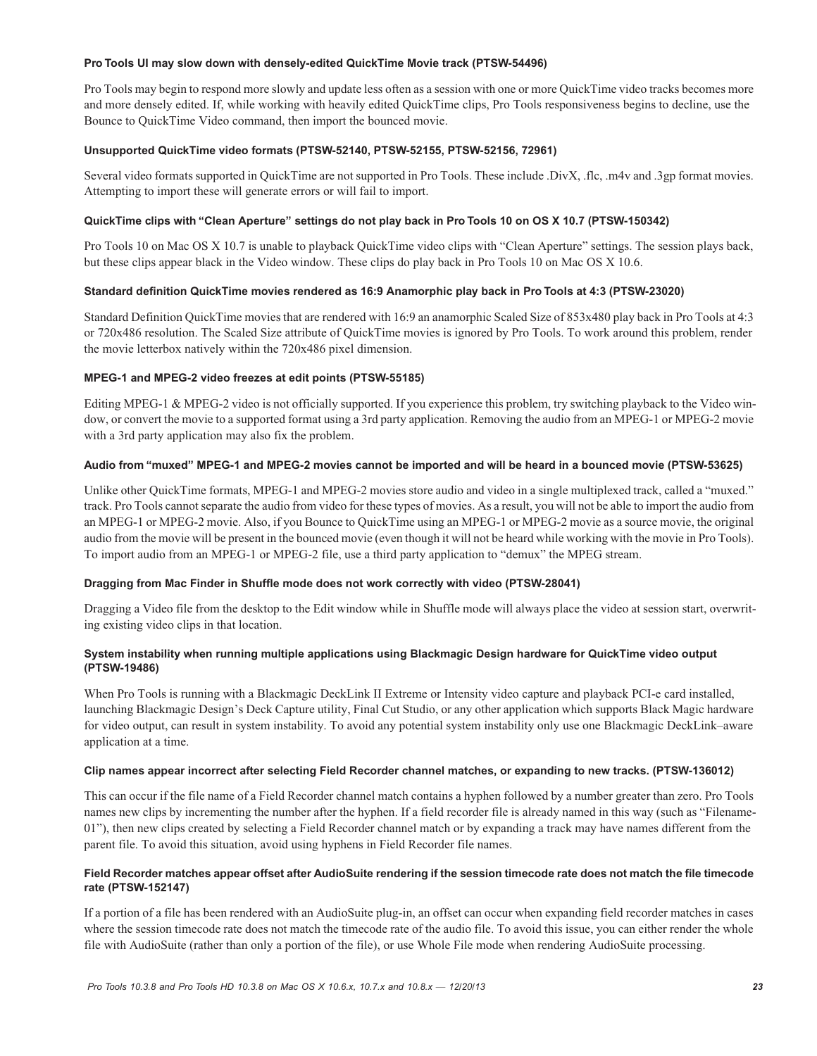#### Pro Tools UI may slow down with densely-edited QuickTime Movie track (PTSW-54496)

Pro Tools may begin to respond more slowly and update less often as a session with one or more QuickTime video tracks becomes more and more densely edited. If, while working with heavily edited QuickTime clips, Pro Tools responsiveness begins to decline, use the Bounce to QuickTime Video command, then import the bounced movie.

#### Unsupported QuickTime video formats (PTSW-52140, PTSW-52155, PTSW-52156, 72961)

Several video formats supported in QuickTime are not supported in Pro Tools. These include .DivX, .flc, .m4v and .3gp format movies. Attempting to import these will generate errors or will fail to import.

#### QuickTime clips with “Clean Aperture” settings do not play back in Pro Tools 10 on OS X 10.7 (PTSW-150342)

Pro Tools 10 on Mac OS X 10.7 is unable to playback QuickTime video clips with “Clean Aperture” settings. The session plays back, but these clips appear black in the Video window. These clips do play back in Pro Tools 10 on Mac OS X 10.6.

#### Standard definition QuickTime movies rendered as 16:9 Anamorphic play back in Pro Tools at 4:3 (PTSW-23020)

Standard Definition QuickTime movies that are rendered with 16:9 an anamorphic Scaled Size of 853x480 play back in Pro Tools at 4:3 or 720x486 resolution. The Scaled Size attribute of QuickTime movies is ignored by Pro Tools. To work around this problem, render the movie letterbox natively within the 720x486 pixel dimension.

#### MPEG-1 and MPEG-2 video freezes at edit points (PTSW-55185)

Editing MPEG-1 & MPEG-2 video is not officially supported. If you experience this problem, try switching playback to the Video window, or convert the movie to a supported format using a 3rd party application. Removing the audio from an MPEG-1 or MPEG-2 movie with a 3rd party application may also fix the problem.

#### Audio from “muxed” MPEG-1 and MPEG-2 movies cannot be imported and will be heard in a bounced movie (PTSW-53625)

Unlike other QuickTime formats, MPEG-1 and MPEG-2 movies store audio and video in a single multiplexed track, called a “muxed.” track. Pro Tools cannot separate the audio from video for these types of movies. As a result, you will not be able to import the audio from an MPEG-1 or MPEG-2 movie. Also, if you Bounce to QuickTime using an MPEG-1 or MPEG-2 movie as a source movie, the original audio from the movie will be present in the bounced movie (even though it will not be heard while working with the movie in Pro Tools). To import audio from an MPEG-1 or MPEG-2 file, use a third party application to “demux” the MPEG stream.

#### Dragging from Mac Finder in Shuffle mode does not work correctly with video (PTSW-28041)

Dragging a Video file from the desktop to the Edit window while in Shuffle mode will always place the video at session start, overwriting existing video clips in that location.

#### System instability when running multiple applications using Blackmagic Design hardware for QuickTime video output (PTSW-19486)

When Pro Tools is running with a Blackmagic DeckLink II Extreme or Intensity video capture and playback PCI-e card installed, launching Blackmagic Design’s Deck Capture utility, Final Cut Studio, or any other application which supports Black Magic hardware for video output, can result in system instability. To avoid any potential system instability only use one Blackmagic DeckLink–aware application at a time.

#### Clip names appear incorrect after selecting Field Recorder channel matches, or expanding to new tracks. (PTSW-136012)

This can occur if the file name of a Field Recorder channel match contains a hyphen followed by a number greater than zero. Pro Tools names new clips by incrementing the number after the hyphen. If a field recorder file is already named in this way (such as “Filename-01”), then new clips created by selecting a Field Recorder channel match or by expanding a track may have names different from the parent file. To avoid this situation, avoid using hyphens in Field Recorder file names.

#### Field Recorder matches appear offset after AudioSuite rendering if the session timecode rate does not match the file timecode rate (PTSW-152147)

If a portion of a file has been rendered with an AudioSuite plug-in, an offset can occur when expanding field recorder matches in cases where the session timecode rate does not match the timecode rate of the audio file. To avoid this issue, you can either render the whole file with AudioSuite (rather than only a portion of the file), or use Whole File mode when rendering AudioSuite processing.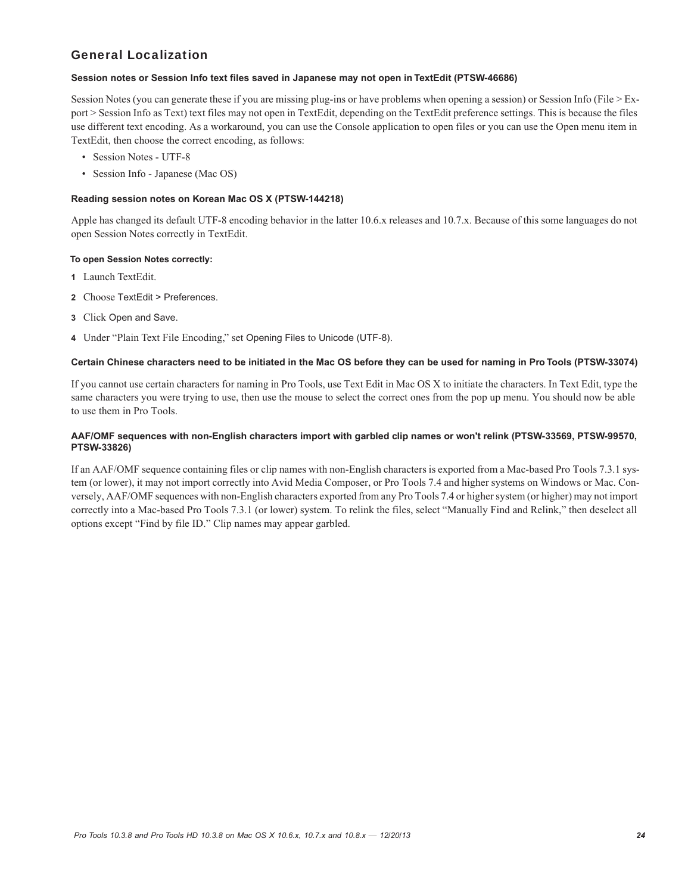## General Localization

### Session notes or Session Info text files saved in Japanese may not open in TextEdit (PTSW-46686)

Session Notes (you can generate these if you are missing plug-ins or have problems when opening a session) or Session Info (File > Export > Session Info as Text) text files may not open in TextEdit, depending on the TextEdit preference settings. This is because the files use different text encoding. As a workaround, you can use the Console application to open files or you can use the Open menu item in TextEdit, then choose the correct encoding, as follows:

- Session Notes - UTF-8
- Session Info - Japanese (Mac OS)

### Reading session notes on Korean Mac OS X (PTSW-144218)

Apple has changed its default UTF-8 encoding behavior in the latter 10.6.x releases and 10.7.x. Because of this some languages do not open Session Notes correctly in TextEdit.

**To open Session Notes correctly:**

1. Launch TextEdit.
2. Choose TextEdit > Preferences.
3. Click Open and Save.
4. Under "Plain Text File Encoding," set Opening Files to Unicode (UTF-8).

### Certain Chinese characters need to be initiated in the Mac OS before they can be used for naming in Pro Tools (PTSW-33074)

If you cannot use certain characters for naming in Pro Tools, use Text Edit in Mac OS X to initiate the characters. In Text Edit, type the same characters you were trying to use, then use the mouse to select the correct ones from the pop up menu. You should now be able to use them in Pro Tools.

### AAF/OMF sequences with non-English characters import with garbled clip names or won't relink (PTSW-33569, PTSW-99570, PTSW-33826)

If an AAF/OMF sequence containing files or clip names with non-English characters is exported from a Mac-based Pro Tools 7.3.1 system (or lower), it may not import correctly into Avid Media Composer, or Pro Tools 7.4 and higher systems on Windows or Mac. Conversely, AAF/OMF sequences with non-English characters exported from any Pro Tools 7.4 or higher system (or higher) may not import correctly into a Mac-based Pro Tools 7.3.1 (or lower) system. To relink the files, select "Manually Find and Relink," then deselect all options except "Find by file ID." Clip names may appear garbled.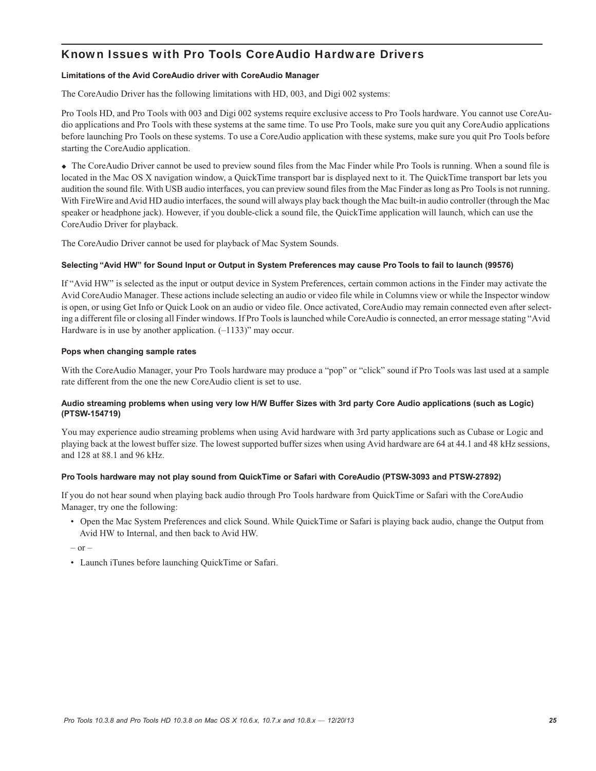## Known Issues with Pro Tools CoreAudio Hardware Drivers

#### Limitations of the Avid CoreAudio driver with CoreAudio Manager

The CoreAudio Driver has the following limitations with HD, 003, and Digi 002 systems:

Pro Tools HD, and Pro Tools with 003 and Digi 002 systems require exclusive access to Pro Tools hardware. You cannot use CoreAudio applications and Pro Tools with these systems at the same time. To use Pro Tools, make sure you quit any CoreAudio applications before launching Pro Tools on these systems. To use a CoreAudio application with these systems, make sure you quit Pro Tools before starting the CoreAudio application.

◆ The CoreAudio Driver cannot be used to preview sound files from the Mac Finder while Pro Tools is running. When a sound file is located in the Mac OS X navigation window, a QuickTime transport bar is displayed next to it. The QuickTime transport bar lets you audition the sound file. With USB audio interfaces, you can preview sound files from the Mac Finder as long as Pro Tools is not running. With FireWire and Avid HD audio interfaces, the sound will always play back though the Mac built-in audio controller (through the Mac speaker or headphone jack). However, if you double-click a sound file, the QuickTime application will launch, which can use the CoreAudio Driver for playback.

The CoreAudio Driver cannot be used for playback of Mac System Sounds.

#### Selecting “Avid HW” for Sound Input or Output in System Preferences may cause Pro Tools to fail to launch (99576)

If “Avid HW” is selected as the input or output device in System Preferences, certain common actions in the Finder may activate the Avid CoreAudio Manager. These actions include selecting an audio or video file while in Columns view or while the Inspector window is open, or using Get Info or Quick Look on an audio or video file. Once activated, CoreAudio may remain connected even after selecting a different file or closing all Finder windows. If Pro Tools is launched while CoreAudio is connected, an error message stating “Avid Hardware is in use by another application. (–1133)” may occur.

#### Pops when changing sample rates

With the CoreAudio Manager, your Pro Tools hardware may produce a “pop” or “click” sound if Pro Tools was last used at a sample rate different from the one the new CoreAudio client is set to use.

#### Audio streaming problems when using very low H/W Buffer Sizes with 3rd party Core Audio applications (such as Logic) (PTSW-154719)

You may experience audio streaming problems when using Avid hardware with 3rd party applications such as Cubase or Logic and playing back at the lowest buffer size. The lowest supported buffer sizes when using Avid hardware are 64 at 44.1 and 48 kHz sessions, and 128 at 88.1 and 96 kHz.

#### Pro Tools hardware may not play sound from QuickTime or Safari with CoreAudio (PTSW-3093 and PTSW-27892)

If you do not hear sound when playing back audio through Pro Tools hardware from QuickTime or Safari with the CoreAudio Manager, try one the following:

- Open the Mac System Preferences and click Sound. While QuickTime or Safari is playing back audio, change the Output from Avid HW to Internal, and then back to Avid HW.

– or –

- Launch iTunes before launching QuickTime or Safari.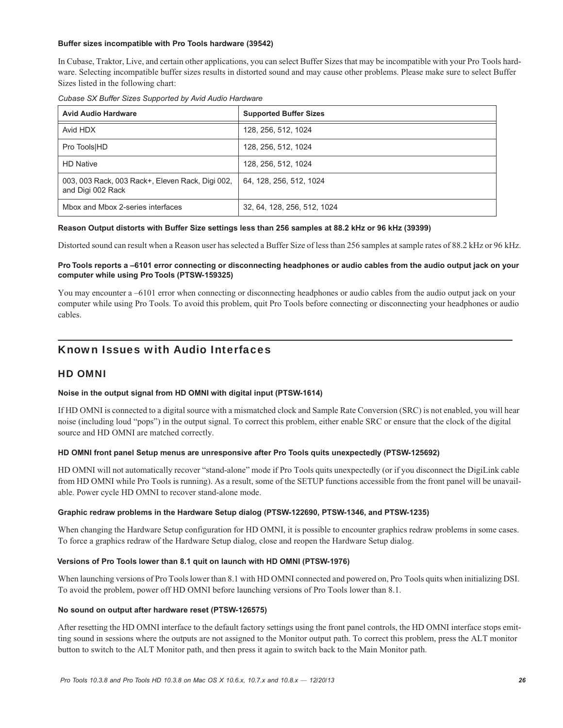**Buffer sizes incompatible with Pro Tools hardware (39542)**

In Cubase, Traktor, Live, and certain other applications, you can select Buffer Sizes that may be incompatible with your Pro Tools hardware. Selecting incompatible buffer sizes results in distorted sound and may cause other problems. Please make sure to select Buffer Sizes listed in the following chart:

*Cubase SX Buffer Sizes Supported by Avid Audio Hardware*

| Avid Audio Hardware | Supported Buffer Sizes |
|---|---|
| Avid HDX | 128, 256, 512, 1024 |
| Pro Tools\|HD | 128, 256, 512, 1024 |
| HD Native | 128, 256, 512, 1024 |
| 003, 003 Rack, 003 Rack+, Eleven Rack, Digi 002, and Digi 002 Rack | 64, 128, 256, 512, 1024 |
| Mbox and Mbox 2-series interfaces | 32, 64, 128, 256, 512, 1024 |

**Reason Output distorts with Buffer Size settings less than 256 samples at 88.2 kHz or 96 kHz (39399)**

Distorted sound can result when a Reason user has selected a Buffer Size of less than 256 samples at sample rates of 88.2 kHz or 96 kHz.

**Pro Tools reports a –6101 error connecting or disconnecting headphones or audio cables from the audio output jack on your computer while using Pro Tools (PTSW-159325)**

You may encounter a –6101 error when connecting or disconnecting headphones or audio cables from the audio output jack on your computer while using Pro Tools. To avoid this problem, quit Pro Tools before connecting or disconnecting your headphones or audio cables.

## Known Issues with Audio Interfaces

### HD OMNI

**Noise in the output signal from HD OMNI with digital input (PTSW-1614)**

If HD OMNI is connected to a digital source with a mismatched clock and Sample Rate Conversion (SRC) is not enabled, you will hear noise (including loud "pops") in the output signal. To correct this problem, either enable SRC or ensure that the clock of the digital source and HD OMNI are matched correctly.

**HD OMNI front panel Setup menus are unresponsive after Pro Tools quits unexpectedly (PTSW-125692)**

HD OMNI will not automatically recover "stand-alone" mode if Pro Tools quits unexpectedly (or if you disconnect the DigiLink cable from HD OMNI while Pro Tools is running). As a result, some of the SETUP functions accessible from the front panel will be unavailable. Power cycle HD OMNI to recover stand-alone mode.

**Graphic redraw problems in the Hardware Setup dialog (PTSW-122690, PTSW-1346, and PTSW-1235)**

When changing the Hardware Setup configuration for HD OMNI, it is possible to encounter graphics redraw problems in some cases. To force a graphics redraw of the Hardware Setup dialog, close and reopen the Hardware Setup dialog.

**Versions of Pro Tools lower than 8.1 quit on launch with HD OMNI (PTSW-1976)**

When launching versions of Pro Tools lower than 8.1 with HD OMNI connected and powered on, Pro Tools quits when initializing DSI. To avoid the problem, power off HD OMNI before launching versions of Pro Tools lower than 8.1.

**No sound on output after hardware reset (PTSW-126575)**

After resetting the HD OMNI interface to the default factory settings using the front panel controls, the HD OMNI interface stops emitting sound in sessions where the outputs are not assigned to the Monitor output path. To correct this problem, press the ALT monitor button to switch to the ALT Monitor path, and then press it again to switch back to the Main Monitor path.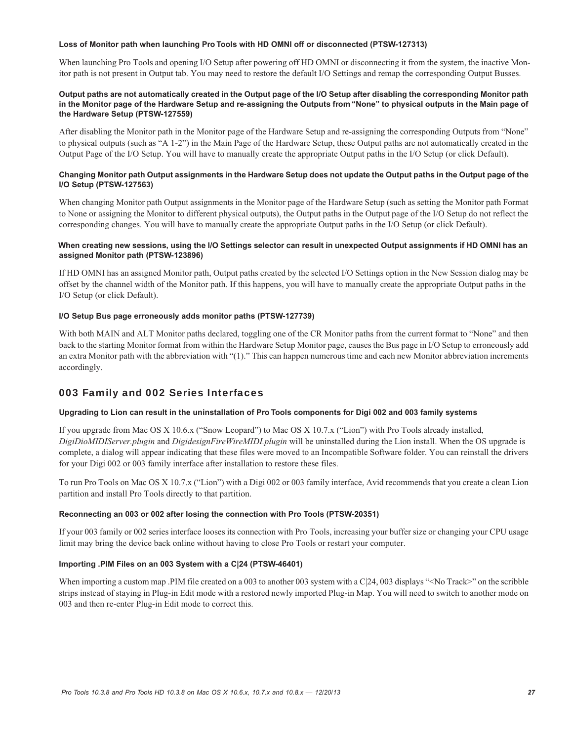**Loss of Monitor path when launching Pro Tools with HD OMNI off or disconnected (PTSW-127313)**

When launching Pro Tools and opening I/O Setup after powering off HD OMNI or disconnecting it from the system, the inactive Monitor path is not present in Output tab. You may need to restore the default I/O Settings and remap the corresponding Output Busses.

**Output paths are not automatically created in the Output page of the I/O Setup after disabling the corresponding Monitor path in the Monitor page of the Hardware Setup and re-assigning the Outputs from "None" to physical outputs in the Main page of the Hardware Setup (PTSW-127559)**

After disabling the Monitor path in the Monitor page of the Hardware Setup and re-assigning the corresponding Outputs from "None" to physical outputs (such as "A 1-2") in the Main Page of the Hardware Setup, these Output paths are not automatically created in the Output Page of the I/O Setup. You will have to manually create the appropriate Output paths in the I/O Setup (or click Default).

**Changing Monitor path Output assignments in the Hardware Setup does not update the Output paths in the Output page of the I/O Setup (PTSW-127563)**

When changing Monitor path Output assignments in the Monitor page of the Hardware Setup (such as setting the Monitor path Format to None or assigning the Monitor to different physical outputs), the Output paths in the Output page of the I/O Setup do not reflect the corresponding changes. You will have to manually create the appropriate Output paths in the I/O Setup (or click Default).

**When creating new sessions, using the I/O Settings selector can result in unexpected Output assignments if HD OMNI has an assigned Monitor path (PTSW-123896)**

If HD OMNI has an assigned Monitor path, Output paths created by the selected I/O Settings option in the New Session dialog may be offset by the channel width of the Monitor path. If this happens, you will have to manually create the appropriate Output paths in the I/O Setup (or click Default).

**I/O Setup Bus page erroneously adds monitor paths (PTSW-127739)**

With both MAIN and ALT Monitor paths declared, toggling one of the CR Monitor paths from the current format to "None" and then back to the starting Monitor format from within the Hardware Setup Monitor page, causes the Bus page in I/O Setup to erroneously add an extra Monitor path with the abbreviation with "(1)." This can happen numerous time and each new Monitor abbreviation increments accordingly.

## 003 Family and 002 Series Interfaces

**Upgrading to Lion can result in the uninstallation of Pro Tools components for Digi 002 and 003 family systems**

If you upgrade from Mac OS X 10.6.x ("Snow Leopard") to Mac OS X 10.7.x ("Lion") with Pro Tools already installed, *DigiDioMIDIServer.plugin* and *DigidesignFireWireMIDI.plugin* will be uninstalled during the Lion install. When the OS upgrade is complete, a dialog will appear indicating that these files were moved to an Incompatible Software folder. You can reinstall the drivers for your Digi 002 or 003 family interface after installation to restore these files.

To run Pro Tools on Mac OS X 10.7.x ("Lion") with a Digi 002 or 003 family interface, Avid recommends that you create a clean Lion partition and install Pro Tools directly to that partition.

**Reconnecting an 003 or 002 after losing the connection with Pro Tools (PTSW-20351)**

If your 003 family or 002 series interface looses its connection with Pro Tools, increasing your buffer size or changing your CPU usage limit may bring the device back online without having to close Pro Tools or restart your computer.

**Importing .PIM Files on an 003 System with a C|24 (PTSW-46401)**

When importing a custom map .PIM file created on a 003 to another 003 system with a C|24, 003 displays "<No Track>" on the scribble strips instead of staying in Plug-in Edit mode with a restored newly imported Plug-in Map. You will need to switch to another mode on 003 and then re-enter Plug-in Edit mode to correct this.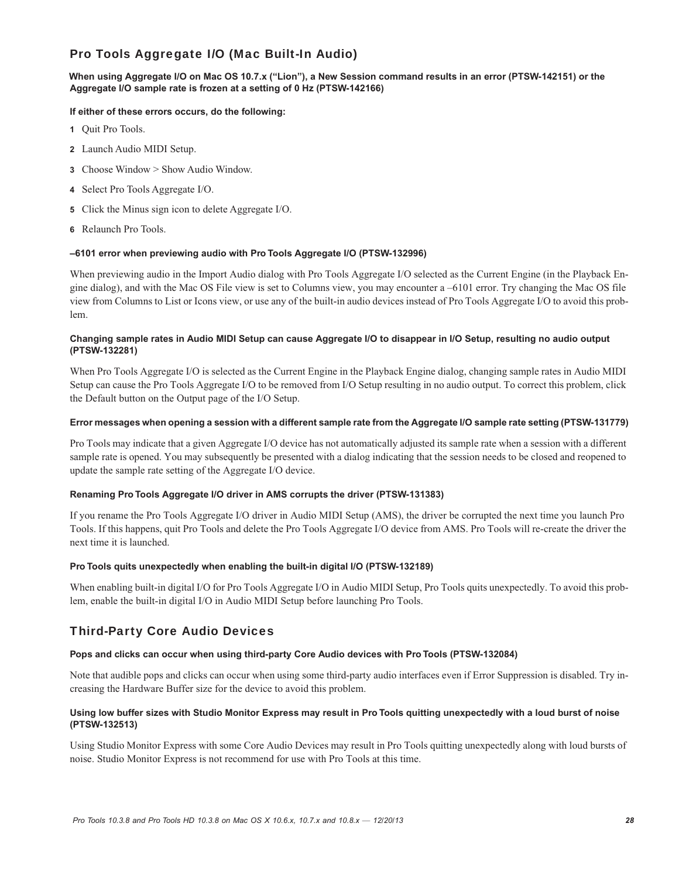## Pro Tools Aggregate I/O (Mac Built-In Audio)

### When using Aggregate I/O on Mac OS 10.7.x (“Lion”), a New Session command results in an error (PTSW-142151) or the Aggregate I/O sample rate is frozen at a setting of 0 Hz (PTSW-142166)

**If either of these errors occurs, do the following:**

1. Quit Pro Tools.
2. Launch Audio MIDI Setup.
3. Choose Window > Show Audio Window.
4. Select Pro Tools Aggregate I/O.
5. Click the Minus sign icon to delete Aggregate I/O.
6. Relaunch Pro Tools.

### –6101 error when previewing audio with Pro Tools Aggregate I/O (PTSW-132996)

When previewing audio in the Import Audio dialog with Pro Tools Aggregate I/O selected as the Current Engine (in the Playback Engine dialog), and with the Mac OS File view is set to Columns view, you may encounter a –6101 error. Try changing the Mac OS file view from Columns to List or Icons view, or use any of the built-in audio devices instead of Pro Tools Aggregate I/O to avoid this problem.

### Changing sample rates in Audio MIDI Setup can cause Aggregate I/O to disappear in I/O Setup, resulting no audio output (PTSW-132281)

When Pro Tools Aggregate I/O is selected as the Current Engine in the Playback Engine dialog, changing sample rates in Audio MIDI Setup can cause the Pro Tools Aggregate I/O to be removed from I/O Setup resulting in no audio output. To correct this problem, click the Default button on the Output page of the I/O Setup.

### Error messages when opening a session with a different sample rate from the Aggregate I/O sample rate setting (PTSW-131779)

Pro Tools may indicate that a given Aggregate I/O device has not automatically adjusted its sample rate when a session with a different sample rate is opened. You may subsequently be presented with a dialog indicating that the session needs to be closed and reopened to update the sample rate setting of the Aggregate I/O device.

### Renaming Pro Tools Aggregate I/O driver in AMS corrupts the driver (PTSW-131383)

If you rename the Pro Tools Aggregate I/O driver in Audio MIDI Setup (AMS), the driver be corrupted the next time you launch Pro Tools. If this happens, quit Pro Tools and delete the Pro Tools Aggregate I/O device from AMS. Pro Tools will re-create the driver the next time it is launched.

### Pro Tools quits unexpectedly when enabling the built-in digital I/O (PTSW-132189)

When enabling built-in digital I/O for Pro Tools Aggregate I/O in Audio MIDI Setup, Pro Tools quits unexpectedly. To avoid this problem, enable the built-in digital I/O in Audio MIDI Setup before launching Pro Tools.

## Third-Party Core Audio Devices

### Pops and clicks can occur when using third-party Core Audio devices with Pro Tools (PTSW-132084)

Note that audible pops and clicks can occur when using some third-party audio interfaces even if Error Suppression is disabled. Try increasing the Hardware Buffer size for the device to avoid this problem.

### Using low buffer sizes with Studio Monitor Express may result in Pro Tools quitting unexpectedly with a loud burst of noise (PTSW-132513)

Using Studio Monitor Express with some Core Audio Devices may result in Pro Tools quitting unexpectedly along with loud bursts of noise. Studio Monitor Express is not recommend for use with Pro Tools at this time.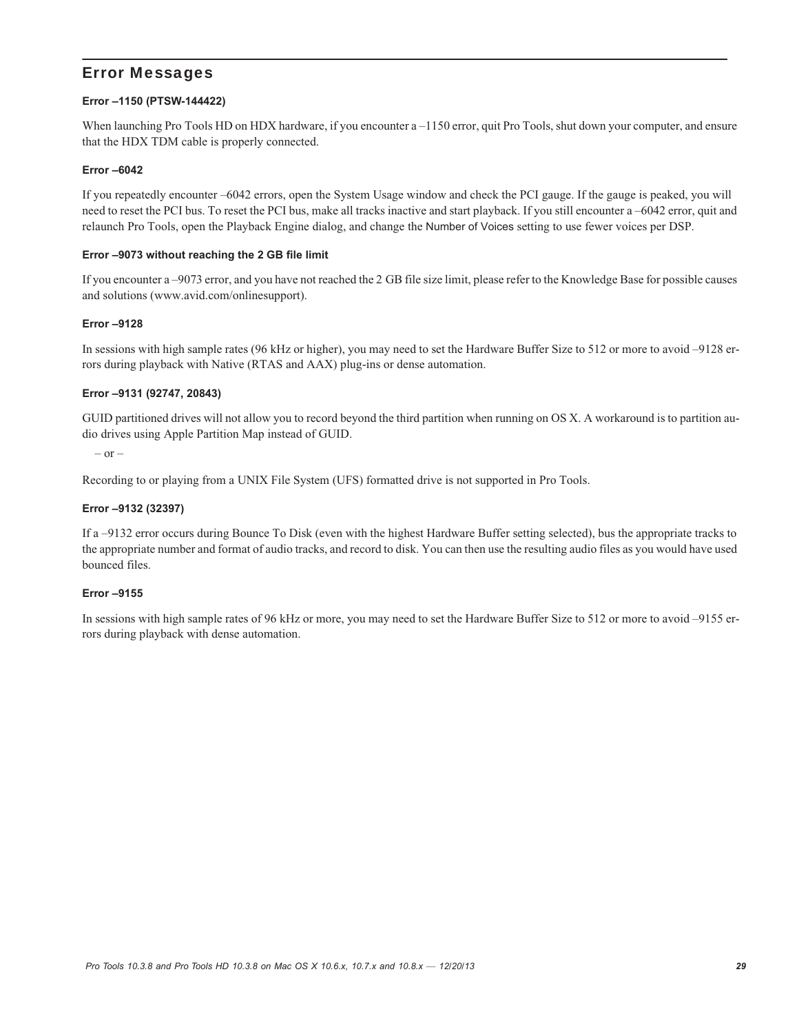## Error Messages

### Error –1150 (PTSW-144422)

When launching Pro Tools HD on HDX hardware, if you encounter a –1150 error, quit Pro Tools, shut down your computer, and ensure that the HDX TDM cable is properly connected.

### Error –6042

If you repeatedly encounter –6042 errors, open the System Usage window and check the PCI gauge. If the gauge is peaked, you will need to reset the PCI bus. To reset the PCI bus, make all tracks inactive and start playback. If you still encounter a –6042 error, quit and relaunch Pro Tools, open the Playback Engine dialog, and change the Number of Voices setting to use fewer voices per DSP.

### Error –9073 without reaching the 2 GB file limit

If you encounter a –9073 error, and you have not reached the 2 GB file size limit, please refer to the Knowledge Base for possible causes and solutions (www.avid.com/onlinesupport).

### Error –9128

In sessions with high sample rates (96 kHz or higher), you may need to set the Hardware Buffer Size to 512 or more to avoid –9128 errors during playback with Native (RTAS and AAX) plug-ins or dense automation.

### Error –9131 (92747, 20843)

GUID partitioned drives will not allow you to record beyond the third partition when running on OS X. A workaround is to partition audio drives using Apple Partition Map instead of GUID.

– or –

Recording to or playing from a UNIX File System (UFS) formatted drive is not supported in Pro Tools.

### Error –9132 (32397)

If a –9132 error occurs during Bounce To Disk (even with the highest Hardware Buffer setting selected), bus the appropriate tracks to the appropriate number and format of audio tracks, and record to disk. You can then use the resulting audio files as you would have used bounced files.

### Error –9155

In sessions with high sample rates of 96 kHz or more, you may need to set the Hardware Buffer Size to 512 or more to avoid –9155 errors during playback with dense automation.